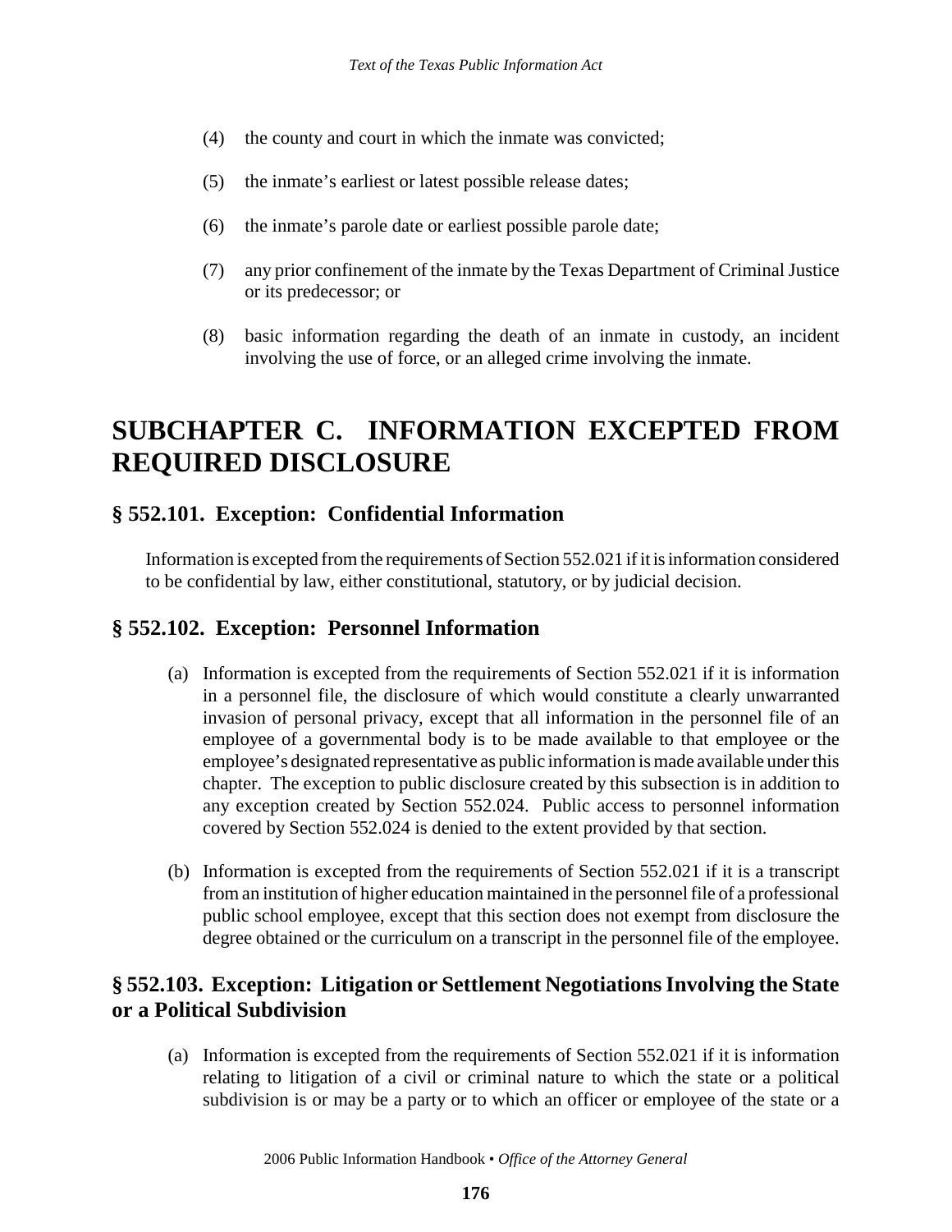(4) the county and court in which the inmate was convicted;

(5) the inmate's earliest or latest possible release dates;

(6) the inmate's parole date or earliest possible parole date;

(7) any prior confinement of the inmate by the Texas Department of Criminal Justice or its predecessor; or

(8) basic information regarding the death of an inmate in custody, an incident involving the use of force, or an alleged crime involving the inmate.

# SUBCHAPTER C. INFORMATION EXCEPTED FROM REQUIRED DISCLOSURE

## § 552.101. Exception: Confidential Information

Information is excepted from the requirements of Section 552.021 if it is information considered to be confidential by law, either constitutional, statutory, or by judicial decision.

## § 552.102. Exception: Personnel Information

(a) Information is excepted from the requirements of Section 552.021 if it is information in a personnel file, the disclosure of which would constitute a clearly unwarranted invasion of personal privacy, except that all information in the personnel file of an employee of a governmental body is to be made available to that employee or the employee's designated representative as public information is made available under this chapter. The exception to public disclosure created by this subsection is in addition to any exception created by Section 552.024. Public access to personnel information covered by Section 552.024 is denied to the extent provided by that section.

(b) Information is excepted from the requirements of Section 552.021 if it is a transcript from an institution of higher education maintained in the personnel file of a professional public school employee, except that this section does not exempt from disclosure the degree obtained or the curriculum on a transcript in the personnel file of the employee.

## § 552.103. Exception: Litigation or Settlement Negotiations Involving the State or a Political Subdivision

(a) Information is excepted from the requirements of Section 552.021 if it is information relating to litigation of a civil or criminal nature to which the state or a political subdivision is or may be a party or to which an officer or employee of the state or a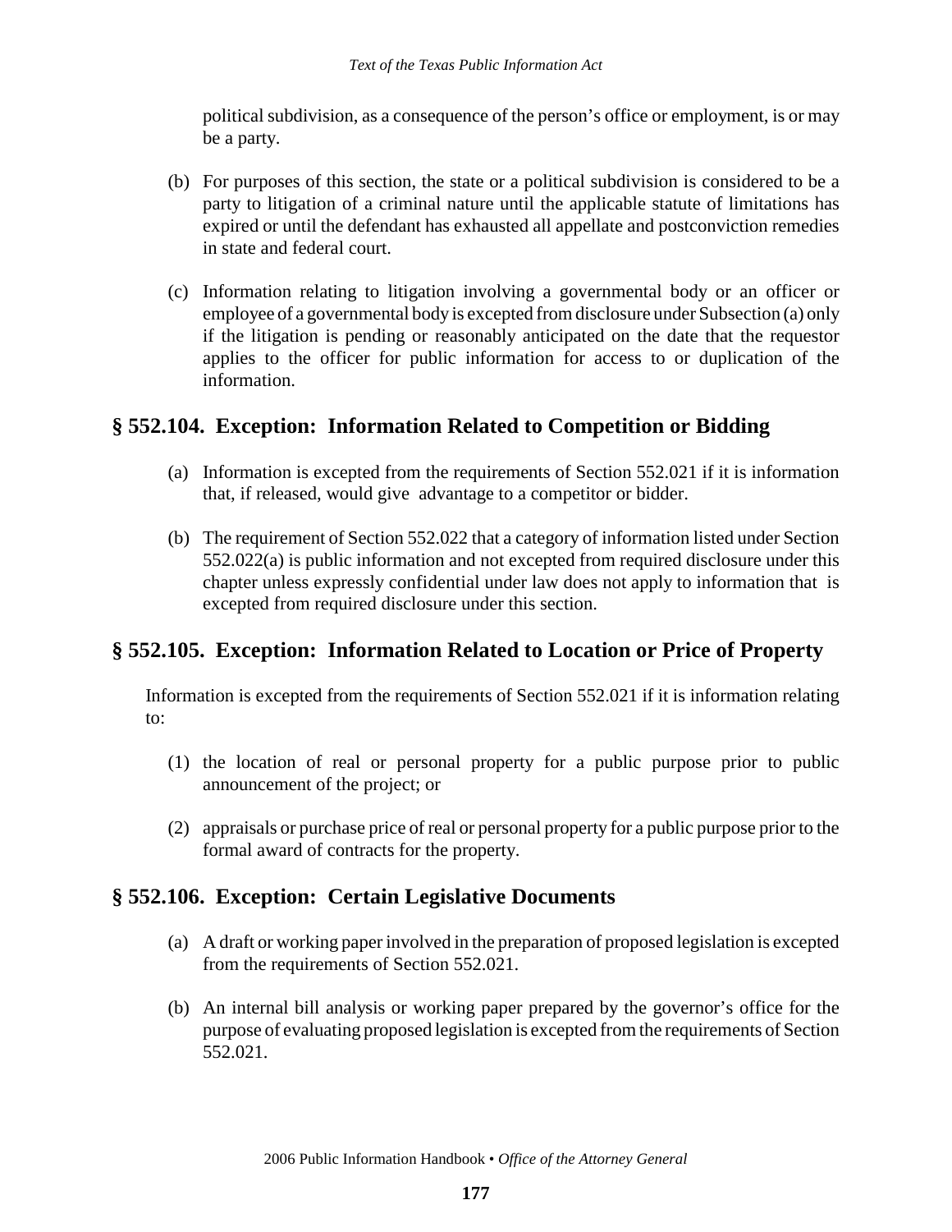political subdivision, as a consequence of the person's office or employment, is or may be a party.

(b) For purposes of this section, the state or a political subdivision is considered to be a party to litigation of a criminal nature until the applicable statute of limitations has expired or until the defendant has exhausted all appellate and postconviction remedies in state and federal court.

(c) Information relating to litigation involving a governmental body or an officer or employee of a governmental body is excepted from disclosure under Subsection (a) only if the litigation is pending or reasonably anticipated on the date that the requestor applies to the officer for public information for access to or duplication of the information.

## § 552.104. Exception: Information Related to Competition or Bidding

(a) Information is excepted from the requirements of Section 552.021 if it is information that, if released, would give advantage to a competitor or bidder.

(b) The requirement of Section 552.022 that a category of information listed under Section 552.022(a) is public information and not excepted from required disclosure under this chapter unless expressly confidential under law does not apply to information that is excepted from required disclosure under this section.

## § 552.105. Exception: Information Related to Location or Price of Property

Information is excepted from the requirements of Section 552.021 if it is information relating to:

(1) the location of real or personal property for a public purpose prior to public announcement of the project; or

(2) appraisals or purchase price of real or personal property for a public purpose prior to the formal award of contracts for the property.

## § 552.106. Exception: Certain Legislative Documents

(a) A draft or working paper involved in the preparation of proposed legislation is excepted from the requirements of Section 552.021.

(b) An internal bill analysis or working paper prepared by the governor's office for the purpose of evaluating proposed legislation is excepted from the requirements of Section 552.021.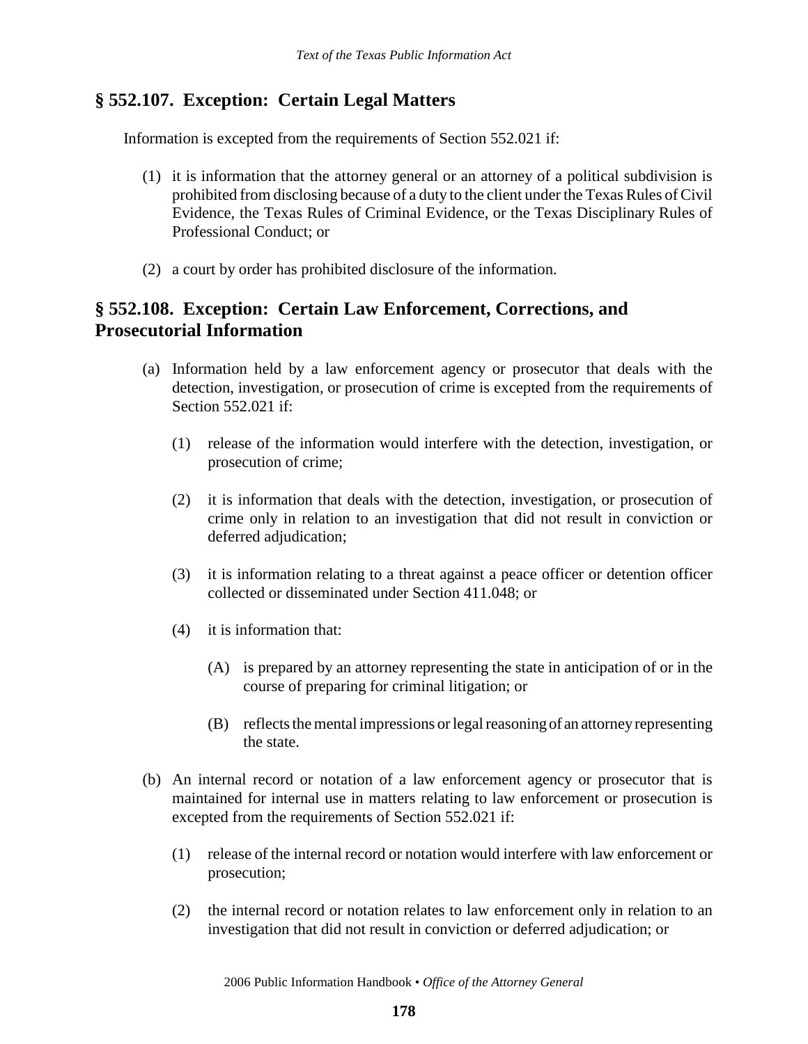## § 552.107. Exception: Certain Legal Matters

Information is excepted from the requirements of Section 552.021 if:

(1) it is information that the attorney general or an attorney of a political subdivision is prohibited from disclosing because of a duty to the client under the Texas Rules of Civil Evidence, the Texas Rules of Criminal Evidence, or the Texas Disciplinary Rules of Professional Conduct; or

(2) a court by order has prohibited disclosure of the information.

## § 552.108. Exception: Certain Law Enforcement, Corrections, and Prosecutorial Information

(a) Information held by a law enforcement agency or prosecutor that deals with the detection, investigation, or prosecution of crime is excepted from the requirements of Section 552.021 if:

 (1) release of the information would interfere with the detection, investigation, or prosecution of crime;

 (2) it is information that deals with the detection, investigation, or prosecution of crime only in relation to an investigation that did not result in conviction or deferred adjudication;

 (3) it is information relating to a threat against a peace officer or detention officer collected or disseminated under Section 411.048; or

 (4) it is information that:

  (A) is prepared by an attorney representing the state in anticipation of or in the course of preparing for criminal litigation; or

  (B) reflects the mental impressions or legal reasoning of an attorney representing the state.

(b) An internal record or notation of a law enforcement agency or prosecutor that is maintained for internal use in matters relating to law enforcement or prosecution is excepted from the requirements of Section 552.021 if:

 (1) release of the internal record or notation would interfere with law enforcement or prosecution;

 (2) the internal record or notation relates to law enforcement only in relation to an investigation that did not result in conviction or deferred adjudication; or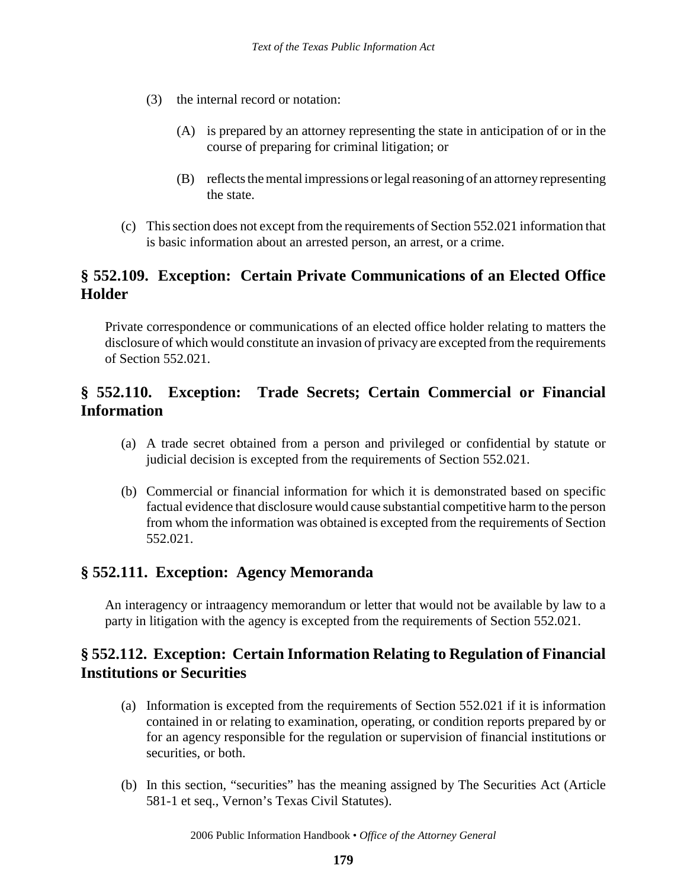(3) the internal record or notation:

(A) is prepared by an attorney representing the state in anticipation of or in the course of preparing for criminal litigation; or

(B) reflects the mental impressions or legal reasoning of an attorney representing the state.

(c) This section does not except from the requirements of Section 552.021 information that is basic information about an arrested person, an arrest, or a crime.

## § 552.109. Exception: Certain Private Communications of an Elected Office Holder

Private correspondence or communications of an elected office holder relating to matters the disclosure of which would constitute an invasion of privacy are excepted from the requirements of Section 552.021.

## § 552.110. Exception: Trade Secrets; Certain Commercial or Financial Information

(a) A trade secret obtained from a person and privileged or confidential by statute or judicial decision is excepted from the requirements of Section 552.021.

(b) Commercial or financial information for which it is demonstrated based on specific factual evidence that disclosure would cause substantial competitive harm to the person from whom the information was obtained is excepted from the requirements of Section 552.021.

## § 552.111. Exception: Agency Memoranda

An interagency or intraagency memorandum or letter that would not be available by law to a party in litigation with the agency is excepted from the requirements of Section 552.021.

## § 552.112. Exception: Certain Information Relating to Regulation of Financial Institutions or Securities

(a) Information is excepted from the requirements of Section 552.021 if it is information contained in or relating to examination, operating, or condition reports prepared by or for an agency responsible for the regulation or supervision of financial institutions or securities, or both.

(b) In this section, "securities" has the meaning assigned by The Securities Act (Article 581-1 et seq., Vernon's Texas Civil Statutes).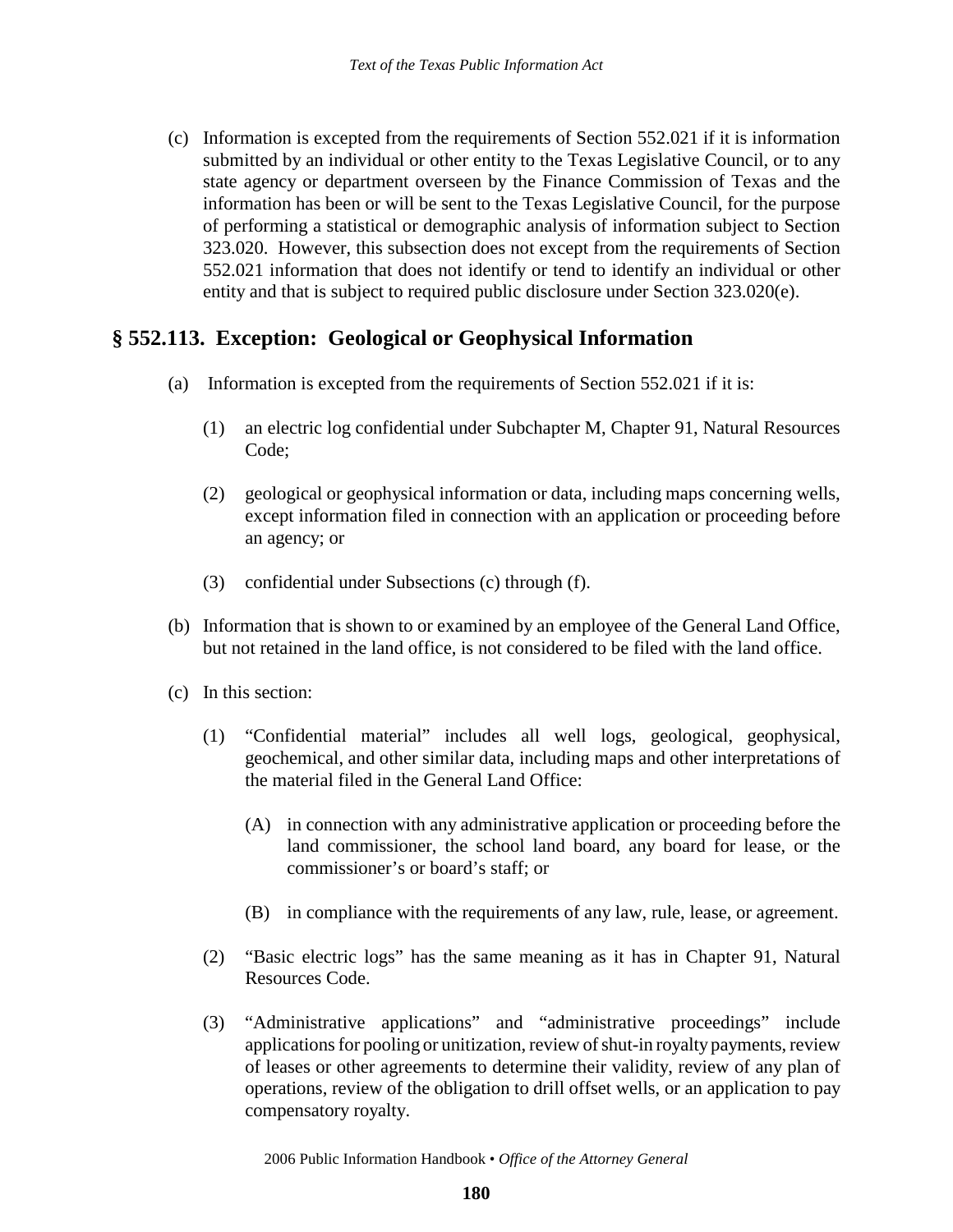(c) Information is excepted from the requirements of Section 552.021 if it is information submitted by an individual or other entity to the Texas Legislative Council, or to any state agency or department overseen by the Finance Commission of Texas and the information has been or will be sent to the Texas Legislative Council, for the purpose of performing a statistical or demographic analysis of information subject to Section 323.020. However, this subsection does not except from the requirements of Section 552.021 information that does not identify or tend to identify an individual or other entity and that is subject to required public disclosure under Section 323.020(e).

## § 552.113. Exception: Geological or Geophysical Information

(a) Information is excepted from the requirements of Section 552.021 if it is:

(1) an electric log confidential under Subchapter M, Chapter 91, Natural Resources Code;

(2) geological or geophysical information or data, including maps concerning wells, except information filed in connection with an application or proceeding before an agency; or

(3) confidential under Subsections (c) through (f).

(b) Information that is shown to or examined by an employee of the General Land Office, but not retained in the land office, is not considered to be filed with the land office.

(c) In this section:

(1) "Confidential material" includes all well logs, geological, geophysical, geochemical, and other similar data, including maps and other interpretations of the material filed in the General Land Office:

(A) in connection with any administrative application or proceeding before the land commissioner, the school land board, any board for lease, or the commissioner's or board's staff; or

(B) in compliance with the requirements of any law, rule, lease, or agreement.

(2) "Basic electric logs" has the same meaning as it has in Chapter 91, Natural Resources Code.

(3) "Administrative applications" and "administrative proceedings" include applications for pooling or unitization, review of shut-in royalty payments, review of leases or other agreements to determine their validity, review of any plan of operations, review of the obligation to drill offset wells, or an application to pay compensatory royalty.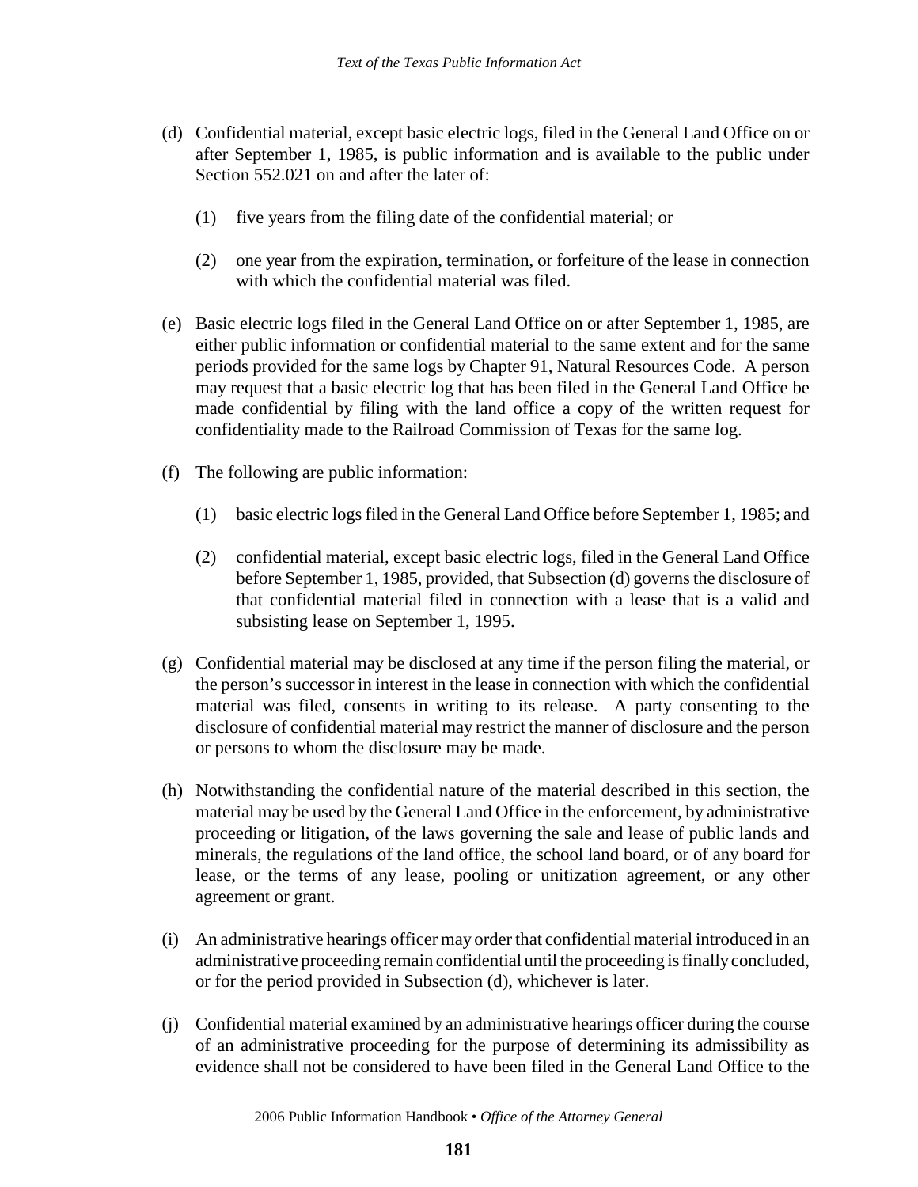(d) Confidential material, except basic electric logs, filed in the General Land Office on or after September 1, 1985, is public information and is available to the public under Section 552.021 on and after the later of:

    (1) five years from the filing date of the confidential material; or

    (2) one year from the expiration, termination, or forfeiture of the lease in connection with which the confidential material was filed.

(e) Basic electric logs filed in the General Land Office on or after September 1, 1985, are either public information or confidential material to the same extent and for the same periods provided for the same logs by Chapter 91, Natural Resources Code. A person may request that a basic electric log that has been filed in the General Land Office be made confidential by filing with the land office a copy of the written request for confidentiality made to the Railroad Commission of Texas for the same log.

(f) The following are public information:

    (1) basic electric logs filed in the General Land Office before September 1, 1985; and

    (2) confidential material, except basic electric logs, filed in the General Land Office before September 1, 1985, provided, that Subsection (d) governs the disclosure of that confidential material filed in connection with a lease that is a valid and subsisting lease on September 1, 1995.

(g) Confidential material may be disclosed at any time if the person filing the material, or the person's successor in interest in the lease in connection with which the confidential material was filed, consents in writing to its release. A party consenting to the disclosure of confidential material may restrict the manner of disclosure and the person or persons to whom the disclosure may be made.

(h) Notwithstanding the confidential nature of the material described in this section, the material may be used by the General Land Office in the enforcement, by administrative proceeding or litigation, of the laws governing the sale and lease of public lands and minerals, the regulations of the land office, the school land board, or of any board for lease, or the terms of any lease, pooling or unitization agreement, or any other agreement or grant.

(i) An administrative hearings officer may order that confidential material introduced in an administrative proceeding remain confidential until the proceeding is finally concluded, or for the period provided in Subsection (d), whichever is later.

(j) Confidential material examined by an administrative hearings officer during the course of an administrative proceeding for the purpose of determining its admissibility as evidence shall not be considered to have been filed in the General Land Office to the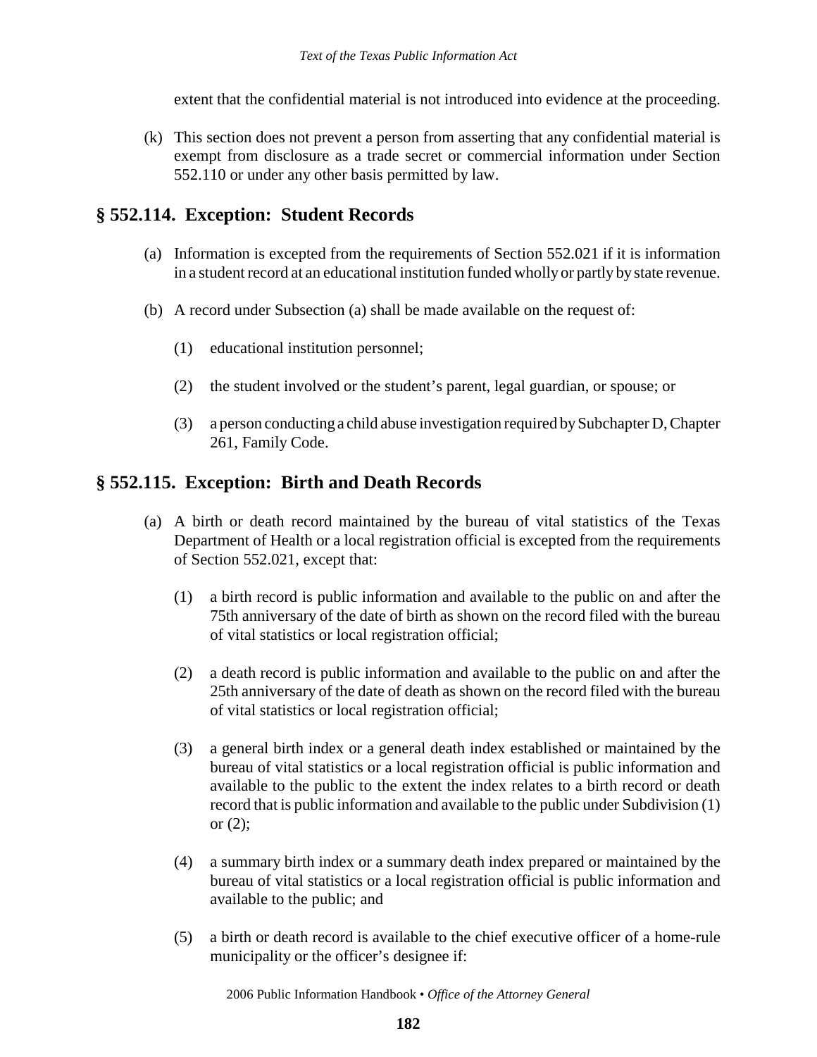extent that the confidential material is not introduced into evidence at the proceeding.

(k) This section does not prevent a person from asserting that any confidential material is exempt from disclosure as a trade secret or commercial information under Section 552.110 or under any other basis permitted by law.

## § 552.114. Exception: Student Records

(a) Information is excepted from the requirements of Section 552.021 if it is information in a student record at an educational institution funded wholly or partly by state revenue.

(b) A record under Subsection (a) shall be made available on the request of:

(1) educational institution personnel;

(2) the student involved or the student's parent, legal guardian, or spouse; or

(3) a person conducting a child abuse investigation required by Subchapter D, Chapter 261, Family Code.

## § 552.115. Exception: Birth and Death Records

(a) A birth or death record maintained by the bureau of vital statistics of the Texas Department of Health or a local registration official is excepted from the requirements of Section 552.021, except that:

(1) a birth record is public information and available to the public on and after the 75th anniversary of the date of birth as shown on the record filed with the bureau of vital statistics or local registration official;

(2) a death record is public information and available to the public on and after the 25th anniversary of the date of death as shown on the record filed with the bureau of vital statistics or local registration official;

(3) a general birth index or a general death index established or maintained by the bureau of vital statistics or a local registration official is public information and available to the public to the extent the index relates to a birth record or death record that is public information and available to the public under Subdivision (1) or (2);

(4) a summary birth index or a summary death index prepared or maintained by the bureau of vital statistics or a local registration official is public information and available to the public; and

(5) a birth or death record is available to the chief executive officer of a home-rule municipality or the officer's designee if: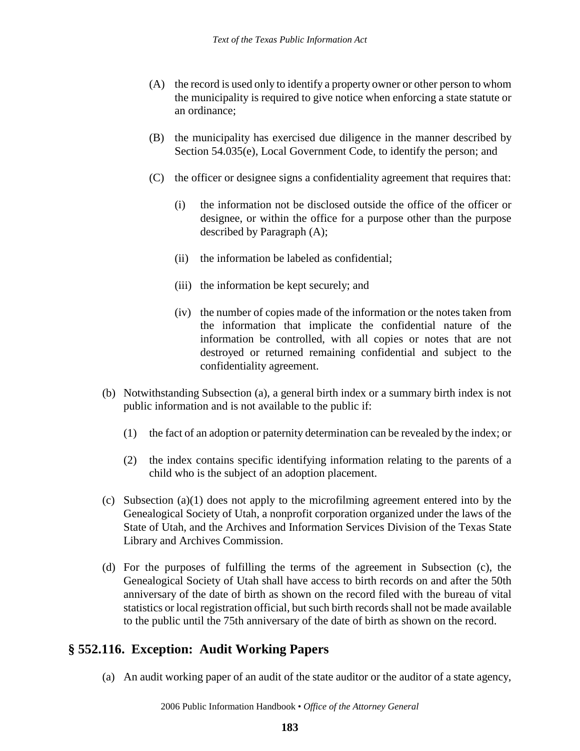(A) the record is used only to identify a property owner or other person to whom the municipality is required to give notice when enforcing a state statute or an ordinance;

(B) the municipality has exercised due diligence in the manner described by Section 54.035(e), Local Government Code, to identify the person; and

(C) the officer or designee signs a confidentiality agreement that requires that:

(i) the information not be disclosed outside the office of the officer or designee, or within the office for a purpose other than the purpose described by Paragraph (A);

(ii) the information be labeled as confidential;

(iii) the information be kept securely; and

(iv) the number of copies made of the information or the notes taken from the information that implicate the confidential nature of the information be controlled, with all copies or notes that are not destroyed or returned remaining confidential and subject to the confidentiality agreement.

(b) Notwithstanding Subsection (a), a general birth index or a summary birth index is not public information and is not available to the public if:

(1) the fact of an adoption or paternity determination can be revealed by the index; or

(2) the index contains specific identifying information relating to the parents of a child who is the subject of an adoption placement.

(c) Subsection (a)(1) does not apply to the microfilming agreement entered into by the Genealogical Society of Utah, a nonprofit corporation organized under the laws of the State of Utah, and the Archives and Information Services Division of the Texas State Library and Archives Commission.

(d) For the purposes of fulfilling the terms of the agreement in Subsection (c), the Genealogical Society of Utah shall have access to birth records on and after the 50th anniversary of the date of birth as shown on the record filed with the bureau of vital statistics or local registration official, but such birth records shall not be made available to the public until the 75th anniversary of the date of birth as shown on the record.

## § 552.116. Exception: Audit Working Papers

(a) An audit working paper of an audit of the state auditor or the auditor of a state agency,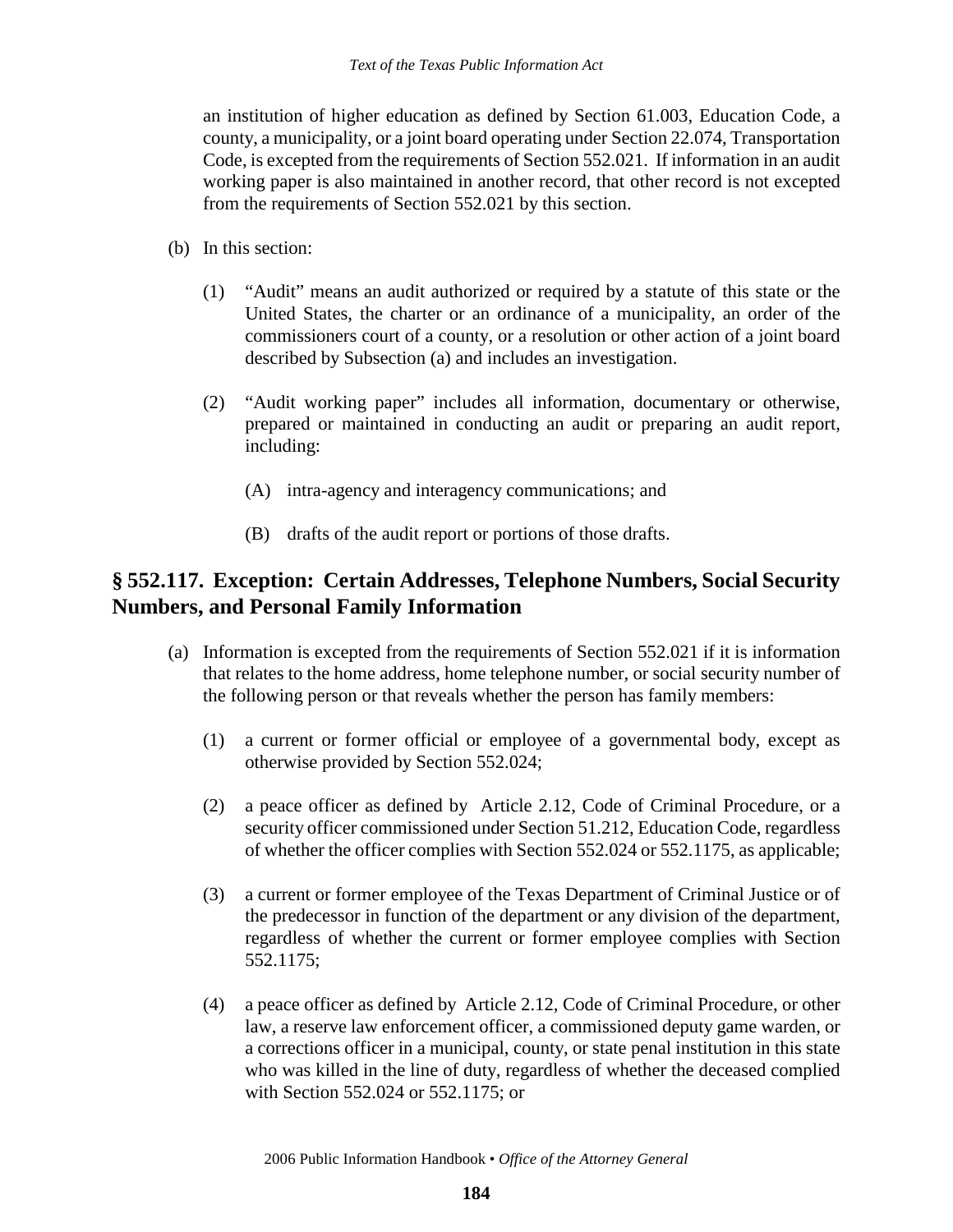an institution of higher education as defined by Section 61.003, Education Code, a county, a municipality, or a joint board operating under Section 22.074, Transportation Code, is excepted from the requirements of Section 552.021. If information in an audit working paper is also maintained in another record, that other record is not excepted from the requirements of Section 552.021 by this section.

(b) In this section:

(1) "Audit" means an audit authorized or required by a statute of this state or the United States, the charter or an ordinance of a municipality, an order of the commissioners court of a county, or a resolution or other action of a joint board described by Subsection (a) and includes an investigation.

(2) "Audit working paper" includes all information, documentary or otherwise, prepared or maintained in conducting an audit or preparing an audit report, including:

(A) intra-agency and interagency communications; and

(B) drafts of the audit report or portions of those drafts.

## § 552.117. Exception: Certain Addresses, Telephone Numbers, Social Security Numbers, and Personal Family Information

(a) Information is excepted from the requirements of Section 552.021 if it is information that relates to the home address, home telephone number, or social security number of the following person or that reveals whether the person has family members:

(1) a current or former official or employee of a governmental body, except as otherwise provided by Section 552.024;

(2) a peace officer as defined by Article 2.12, Code of Criminal Procedure, or a security officer commissioned under Section 51.212, Education Code, regardless of whether the officer complies with Section 552.024 or 552.1175, as applicable;

(3) a current or former employee of the Texas Department of Criminal Justice or of the predecessor in function of the department or any division of the department, regardless of whether the current or former employee complies with Section 552.1175;

(4) a peace officer as defined by Article 2.12, Code of Criminal Procedure, or other law, a reserve law enforcement officer, a commissioned deputy game warden, or a corrections officer in a municipal, county, or state penal institution in this state who was killed in the line of duty, regardless of whether the deceased complied with Section 552.024 or 552.1175; or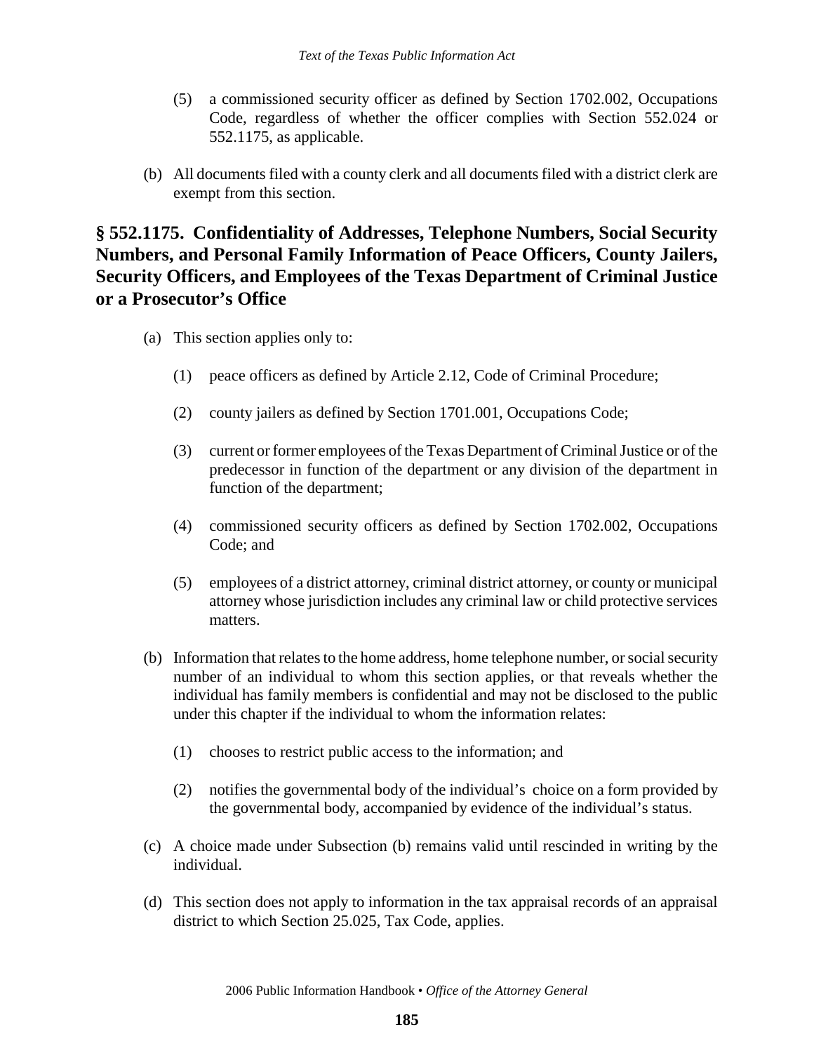(5) a commissioned security officer as defined by Section 1702.002, Occupations Code, regardless of whether the officer complies with Section 552.024 or 552.1175, as applicable.

(b) All documents filed with a county clerk and all documents filed with a district clerk are exempt from this section.

## § 552.1175. Confidentiality of Addresses, Telephone Numbers, Social Security Numbers, and Personal Family Information of Peace Officers, County Jailers, Security Officers, and Employees of the Texas Department of Criminal Justice or a Prosecutor's Office

(a) This section applies only to:

(1) peace officers as defined by Article 2.12, Code of Criminal Procedure;

(2) county jailers as defined by Section 1701.001, Occupations Code;

(3) current or former employees of the Texas Department of Criminal Justice or of the predecessor in function of the department or any division of the department in function of the department;

(4) commissioned security officers as defined by Section 1702.002, Occupations Code; and

(5) employees of a district attorney, criminal district attorney, or county or municipal attorney whose jurisdiction includes any criminal law or child protective services matters.

(b) Information that relates to the home address, home telephone number, or social security number of an individual to whom this section applies, or that reveals whether the individual has family members is confidential and may not be disclosed to the public under this chapter if the individual to whom the information relates:

(1) chooses to restrict public access to the information; and

(2) notifies the governmental body of the individual's choice on a form provided by the governmental body, accompanied by evidence of the individual's status.

(c) A choice made under Subsection (b) remains valid until rescinded in writing by the individual.

(d) This section does not apply to information in the tax appraisal records of an appraisal district to which Section 25.025, Tax Code, applies.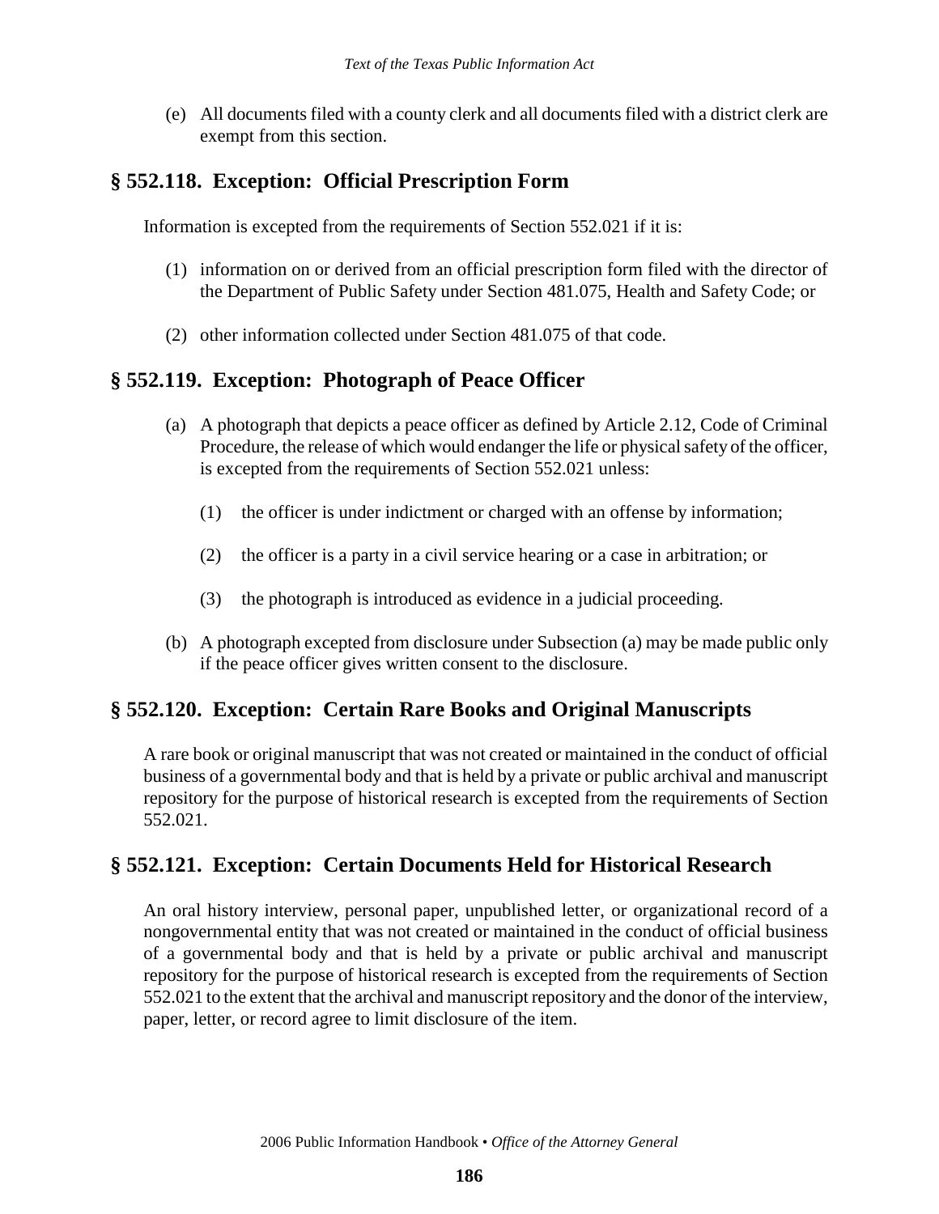(e) All documents filed with a county clerk and all documents filed with a district clerk are exempt from this section.

## § 552.118. Exception: Official Prescription Form

Information is excepted from the requirements of Section 552.021 if it is:

(1) information on or derived from an official prescription form filed with the director of the Department of Public Safety under Section 481.075, Health and Safety Code; or

(2) other information collected under Section 481.075 of that code.

## § 552.119. Exception: Photograph of Peace Officer

(a) A photograph that depicts a peace officer as defined by Article 2.12, Code of Criminal Procedure, the release of which would endanger the life or physical safety of the officer, is excepted from the requirements of Section 552.021 unless:

(1) the officer is under indictment or charged with an offense by information;

(2) the officer is a party in a civil service hearing or a case in arbitration; or

(3) the photograph is introduced as evidence in a judicial proceeding.

(b) A photograph excepted from disclosure under Subsection (a) may be made public only if the peace officer gives written consent to the disclosure.

## § 552.120. Exception: Certain Rare Books and Original Manuscripts

A rare book or original manuscript that was not created or maintained in the conduct of official business of a governmental body and that is held by a private or public archival and manuscript repository for the purpose of historical research is excepted from the requirements of Section 552.021.

## § 552.121. Exception: Certain Documents Held for Historical Research

An oral history interview, personal paper, unpublished letter, or organizational record of a nongovernmental entity that was not created or maintained in the conduct of official business of a governmental body and that is held by a private or public archival and manuscript repository for the purpose of historical research is excepted from the requirements of Section 552.021 to the extent that the archival and manuscript repository and the donor of the interview, paper, letter, or record agree to limit disclosure of the item.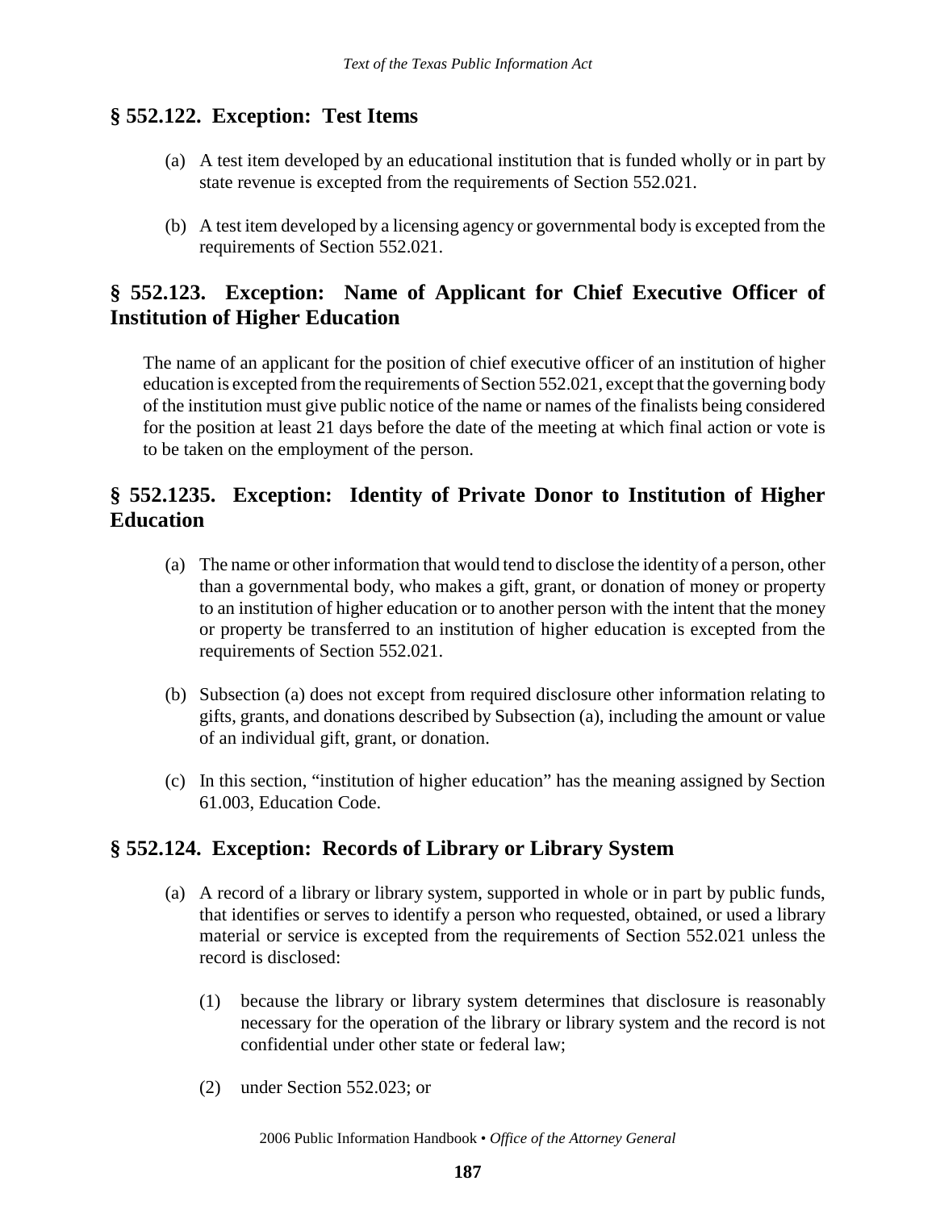## § 552.122. Exception: Test Items

(a) A test item developed by an educational institution that is funded wholly or in part by state revenue is excepted from the requirements of Section 552.021.

(b) A test item developed by a licensing agency or governmental body is excepted from the requirements of Section 552.021.

## § 552.123. Exception: Name of Applicant for Chief Executive Officer of Institution of Higher Education

The name of an applicant for the position of chief executive officer of an institution of higher education is excepted from the requirements of Section 552.021, except that the governing body of the institution must give public notice of the name or names of the finalists being considered for the position at least 21 days before the date of the meeting at which final action or vote is to be taken on the employment of the person.

## § 552.1235. Exception: Identity of Private Donor to Institution of Higher Education

(a) The name or other information that would tend to disclose the identity of a person, other than a governmental body, who makes a gift, grant, or donation of money or property to an institution of higher education or to another person with the intent that the money or property be transferred to an institution of higher education is excepted from the requirements of Section 552.021.

(b) Subsection (a) does not except from required disclosure other information relating to gifts, grants, and donations described by Subsection (a), including the amount or value of an individual gift, grant, or donation.

(c) In this section, "institution of higher education" has the meaning assigned by Section 61.003, Education Code.

## § 552.124. Exception: Records of Library or Library System

(a) A record of a library or library system, supported in whole or in part by public funds, that identifies or serves to identify a person who requested, obtained, or used a library material or service is excepted from the requirements of Section 552.021 unless the record is disclosed:

   (1) because the library or library system determines that disclosure is reasonably necessary for the operation of the library or library system and the record is not confidential under other state or federal law;

   (2) under Section 552.023; or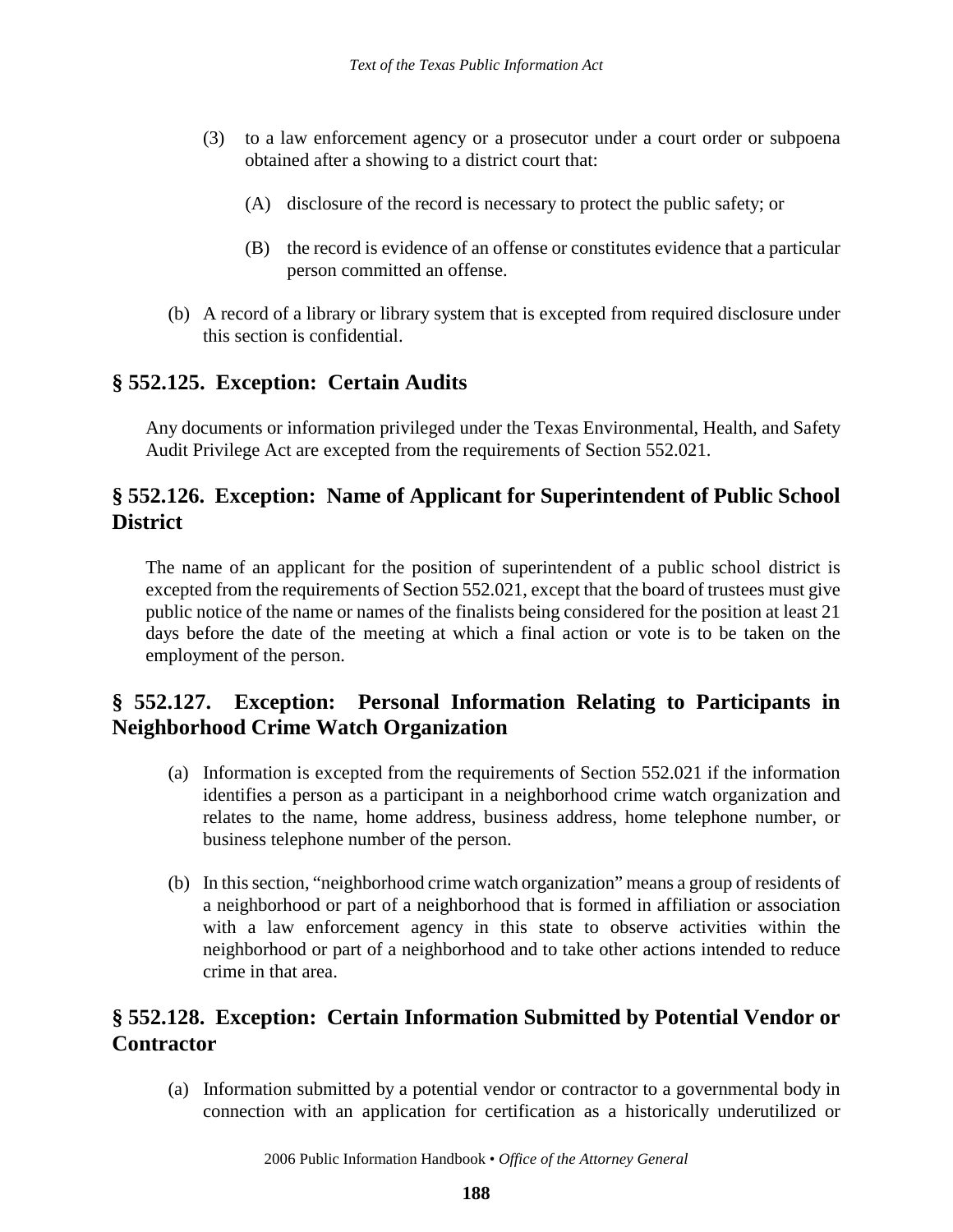(3) to a law enforcement agency or a prosecutor under a court order or subpoena obtained after a showing to a district court that:

    (A) disclosure of the record is necessary to protect the public safety; or

    (B) the record is evidence of an offense or constitutes evidence that a particular person committed an offense.

(b) A record of a library or library system that is excepted from required disclosure under this section is confidential.

## § 552.125. Exception: Certain Audits

Any documents or information privileged under the Texas Environmental, Health, and Safety Audit Privilege Act are excepted from the requirements of Section 552.021.

## § 552.126. Exception: Name of Applicant for Superintendent of Public School District

The name of an applicant for the position of superintendent of a public school district is excepted from the requirements of Section 552.021, except that the board of trustees must give public notice of the name or names of the finalists being considered for the position at least 21 days before the date of the meeting at which a final action or vote is to be taken on the employment of the person.

## § 552.127. Exception: Personal Information Relating to Participants in Neighborhood Crime Watch Organization

(a) Information is excepted from the requirements of Section 552.021 if the information identifies a person as a participant in a neighborhood crime watch organization and relates to the name, home address, business address, home telephone number, or business telephone number of the person.

(b) In this section, "neighborhood crime watch organization" means a group of residents of a neighborhood or part of a neighborhood that is formed in affiliation or association with a law enforcement agency in this state to observe activities within the neighborhood or part of a neighborhood and to take other actions intended to reduce crime in that area.

## § 552.128. Exception: Certain Information Submitted by Potential Vendor or Contractor

(a) Information submitted by a potential vendor or contractor to a governmental body in connection with an application for certification as a historically underutilized or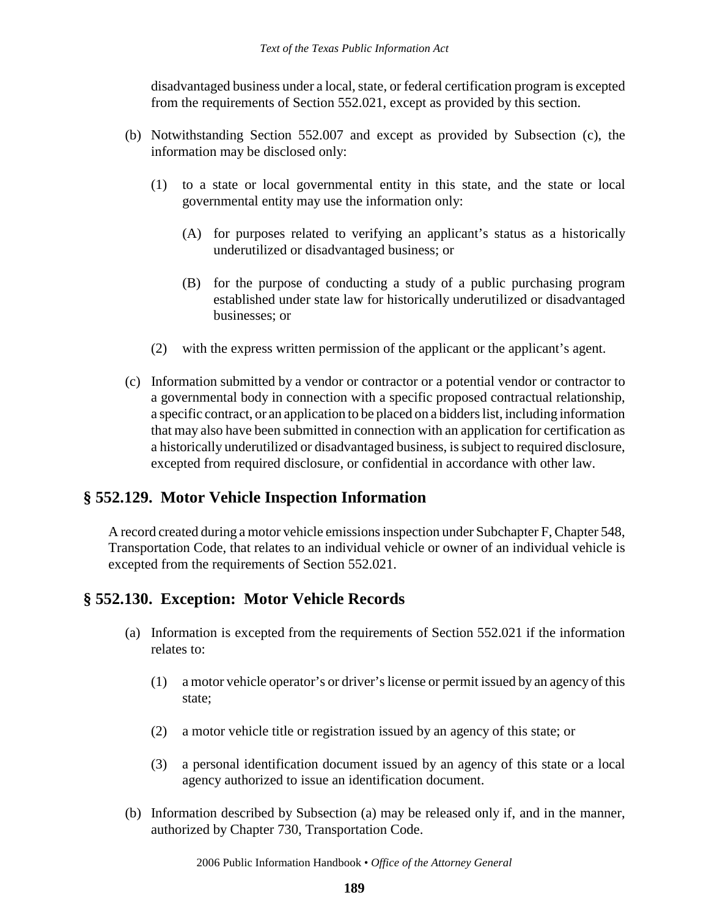disadvantaged business under a local, state, or federal certification program is excepted from the requirements of Section 552.021, except as provided by this section.

(b) Notwithstanding Section 552.007 and except as provided by Subsection (c), the information may be disclosed only:

(1) to a state or local governmental entity in this state, and the state or local governmental entity may use the information only:

(A) for purposes related to verifying an applicant's status as a historically underutilized or disadvantaged business; or

(B) for the purpose of conducting a study of a public purchasing program established under state law for historically underutilized or disadvantaged businesses; or

(2) with the express written permission of the applicant or the applicant's agent.

(c) Information submitted by a vendor or contractor or a potential vendor or contractor to a governmental body in connection with a specific proposed contractual relationship, a specific contract, or an application to be placed on a bidders list, including information that may also have been submitted in connection with an application for certification as a historically underutilized or disadvantaged business, is subject to required disclosure, excepted from required disclosure, or confidential in accordance with other law.

## § 552.129. Motor Vehicle Inspection Information

A record created during a motor vehicle emissions inspection under Subchapter F, Chapter 548, Transportation Code, that relates to an individual vehicle or owner of an individual vehicle is excepted from the requirements of Section 552.021.

## § 552.130. Exception: Motor Vehicle Records

(a) Information is excepted from the requirements of Section 552.021 if the information relates to:

(1) a motor vehicle operator's or driver's license or permit issued by an agency of this state;

(2) a motor vehicle title or registration issued by an agency of this state; or

(3) a personal identification document issued by an agency of this state or a local agency authorized to issue an identification document.

(b) Information described by Subsection (a) may be released only if, and in the manner, authorized by Chapter 730, Transportation Code.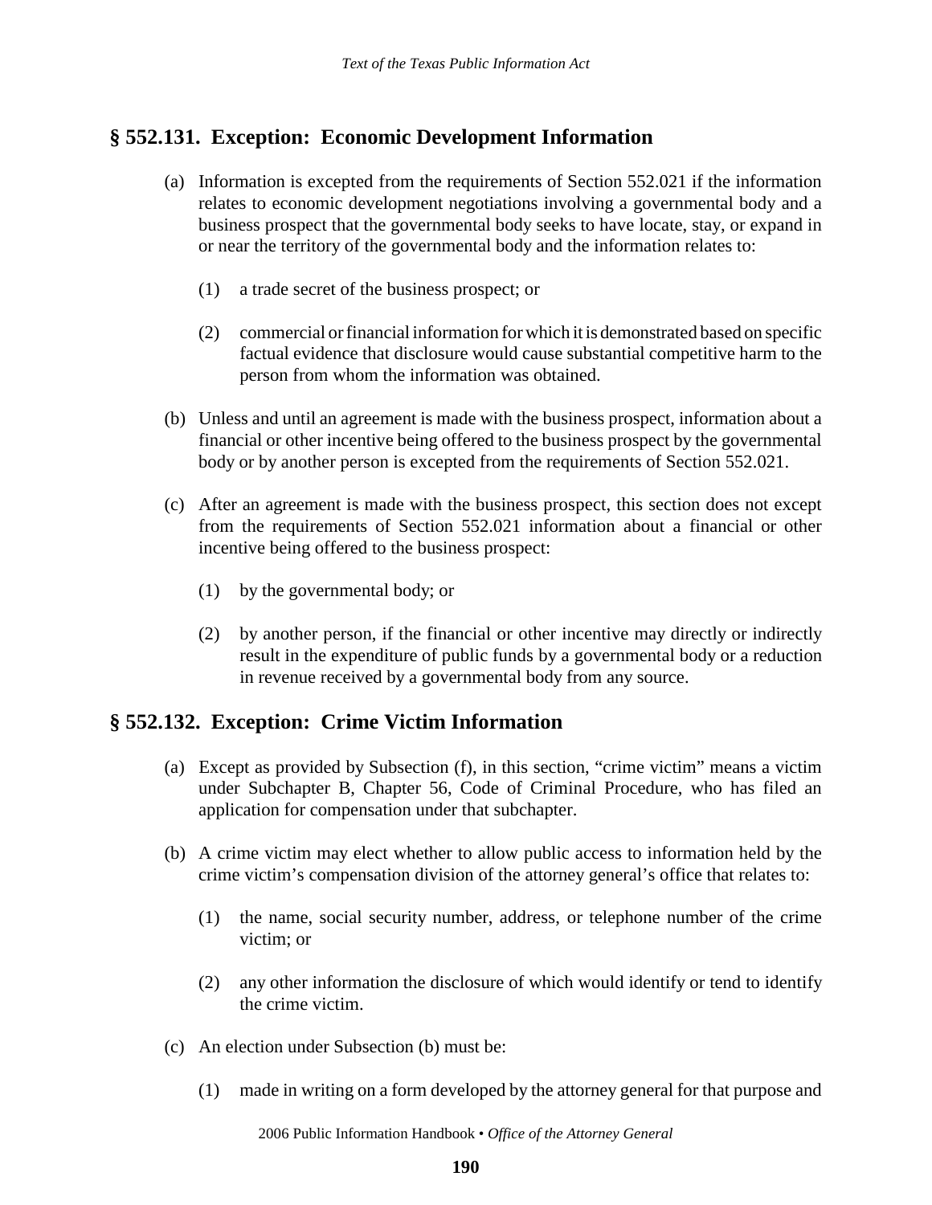## § 552.131. Exception: Economic Development Information

(a) Information is excepted from the requirements of Section 552.021 if the information relates to economic development negotiations involving a governmental body and a business prospect that the governmental body seeks to have locate, stay, or expand in or near the territory of the governmental body and the information relates to:

(1) a trade secret of the business prospect; or

(2) commercial or financial information for which it is demonstrated based on specific factual evidence that disclosure would cause substantial competitive harm to the person from whom the information was obtained.

(b) Unless and until an agreement is made with the business prospect, information about a financial or other incentive being offered to the business prospect by the governmental body or by another person is excepted from the requirements of Section 552.021.

(c) After an agreement is made with the business prospect, this section does not except from the requirements of Section 552.021 information about a financial or other incentive being offered to the business prospect:

(1) by the governmental body; or

(2) by another person, if the financial or other incentive may directly or indirectly result in the expenditure of public funds by a governmental body or a reduction in revenue received by a governmental body from any source.

## § 552.132. Exception: Crime Victim Information

(a) Except as provided by Subsection (f), in this section, "crime victim" means a victim under Subchapter B, Chapter 56, Code of Criminal Procedure, who has filed an application for compensation under that subchapter.

(b) A crime victim may elect whether to allow public access to information held by the crime victim's compensation division of the attorney general's office that relates to:

(1) the name, social security number, address, or telephone number of the crime victim; or

(2) any other information the disclosure of which would identify or tend to identify the crime victim.

(c) An election under Subsection (b) must be:

(1) made in writing on a form developed by the attorney general for that purpose and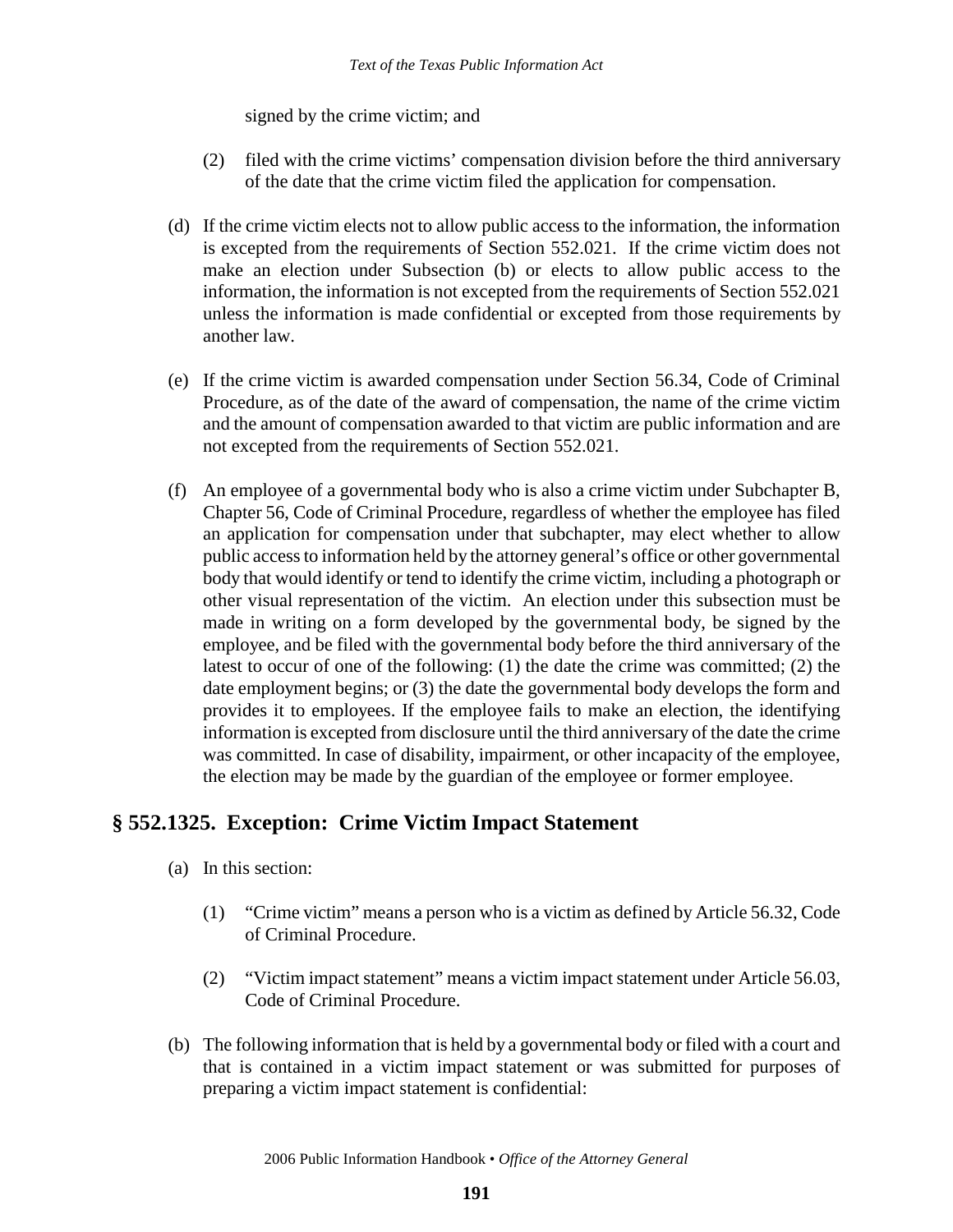signed by the crime victim; and

(2) filed with the crime victims' compensation division before the third anniversary of the date that the crime victim filed the application for compensation.

(d) If the crime victim elects not to allow public access to the information, the information is excepted from the requirements of Section 552.021. If the crime victim does not make an election under Subsection (b) or elects to allow public access to the information, the information is not excepted from the requirements of Section 552.021 unless the information is made confidential or excepted from those requirements by another law.

(e) If the crime victim is awarded compensation under Section 56.34, Code of Criminal Procedure, as of the date of the award of compensation, the name of the crime victim and the amount of compensation awarded to that victim are public information and are not excepted from the requirements of Section 552.021.

(f) An employee of a governmental body who is also a crime victim under Subchapter B, Chapter 56, Code of Criminal Procedure, regardless of whether the employee has filed an application for compensation under that subchapter, may elect whether to allow public access to information held by the attorney general's office or other governmental body that would identify or tend to identify the crime victim, including a photograph or other visual representation of the victim. An election under this subsection must be made in writing on a form developed by the governmental body, be signed by the employee, and be filed with the governmental body before the third anniversary of the latest to occur of one of the following: (1) the date the crime was committed; (2) the date employment begins; or (3) the date the governmental body develops the form and provides it to employees. If the employee fails to make an election, the identifying information is excepted from disclosure until the third anniversary of the date the crime was committed. In case of disability, impairment, or other incapacity of the employee, the election may be made by the guardian of the employee or former employee.

## § 552.1325. Exception: Crime Victim Impact Statement

(a) In this section:

(1) "Crime victim" means a person who is a victim as defined by Article 56.32, Code of Criminal Procedure.

(2) "Victim impact statement" means a victim impact statement under Article 56.03, Code of Criminal Procedure.

(b) The following information that is held by a governmental body or filed with a court and that is contained in a victim impact statement or was submitted for purposes of preparing a victim impact statement is confidential: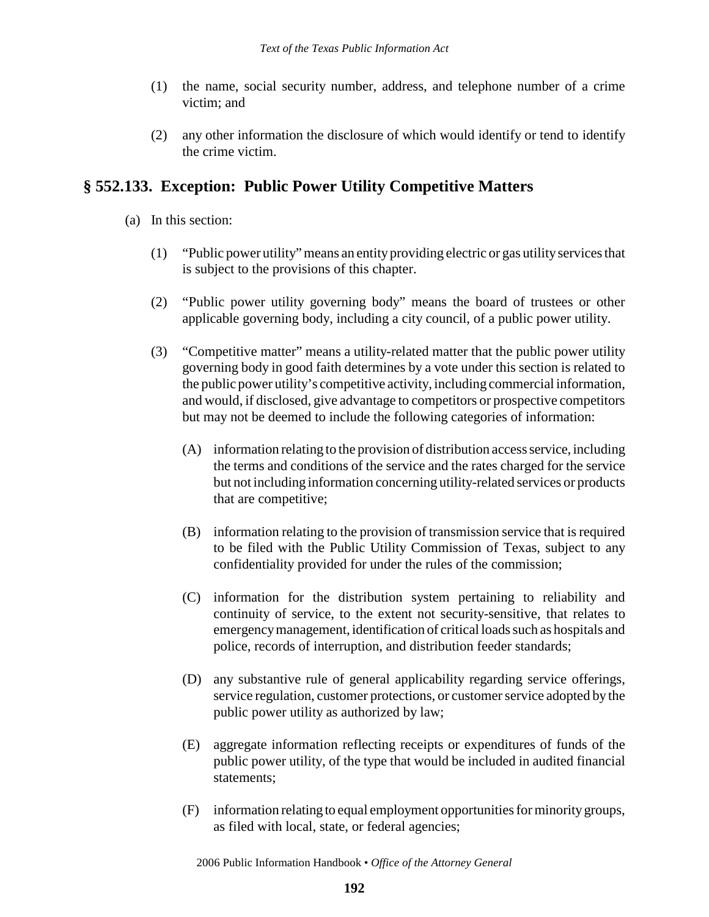(1) the name, social security number, address, and telephone number of a crime victim; and

(2) any other information the disclosure of which would identify or tend to identify the crime victim.

## § 552.133. Exception: Public Power Utility Competitive Matters

(a) In this section:

(1) "Public power utility" means an entity providing electric or gas utility services that is subject to the provisions of this chapter.

(2) "Public power utility governing body" means the board of trustees or other applicable governing body, including a city council, of a public power utility.

(3) "Competitive matter" means a utility-related matter that the public power utility governing body in good faith determines by a vote under this section is related to the public power utility's competitive activity, including commercial information, and would, if disclosed, give advantage to competitors or prospective competitors but may not be deemed to include the following categories of information:

(A) information relating to the provision of distribution access service, including the terms and conditions of the service and the rates charged for the service but not including information concerning utility-related services or products that are competitive;

(B) information relating to the provision of transmission service that is required to be filed with the Public Utility Commission of Texas, subject to any confidentiality provided for under the rules of the commission;

(C) information for the distribution system pertaining to reliability and continuity of service, to the extent not security-sensitive, that relates to emergency management, identification of critical loads such as hospitals and police, records of interruption, and distribution feeder standards;

(D) any substantive rule of general applicability regarding service offerings, service regulation, customer protections, or customer service adopted by the public power utility as authorized by law;

(E) aggregate information reflecting receipts or expenditures of funds of the public power utility, of the type that would be included in audited financial statements;

(F) information relating to equal employment opportunities for minority groups, as filed with local, state, or federal agencies;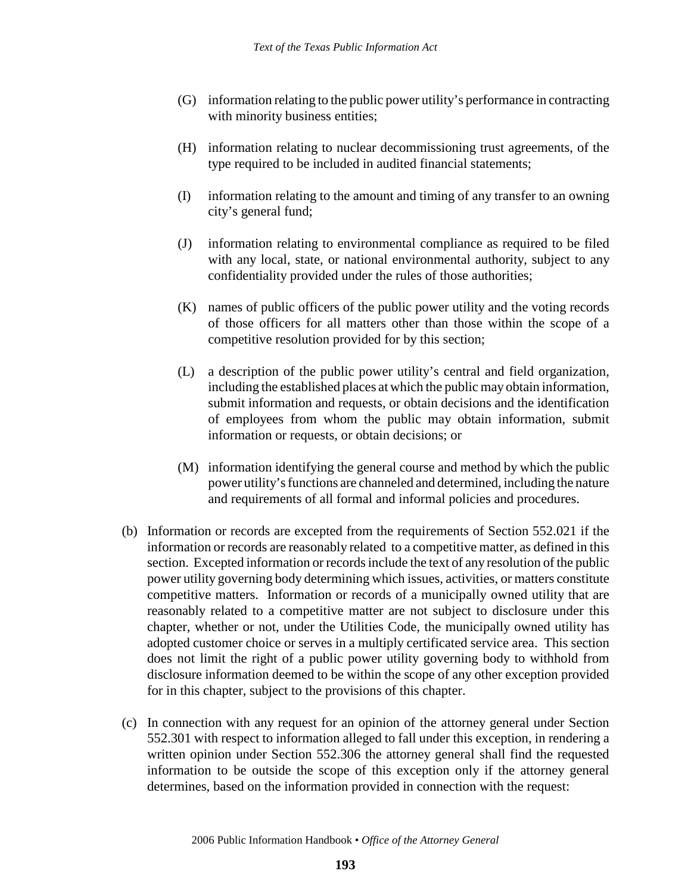(G) information relating to the public power utility's performance in contracting with minority business entities;

(H) information relating to nuclear decommissioning trust agreements, of the type required to be included in audited financial statements;

(I) information relating to the amount and timing of any transfer to an owning city's general fund;

(J) information relating to environmental compliance as required to be filed with any local, state, or national environmental authority, subject to any confidentiality provided under the rules of those authorities;

(K) names of public officers of the public power utility and the voting records of those officers for all matters other than those within the scope of a competitive resolution provided for by this section;

(L) a description of the public power utility's central and field organization, including the established places at which the public may obtain information, submit information and requests, or obtain decisions and the identification of employees from whom the public may obtain information, submit information or requests, or obtain decisions; or

(M) information identifying the general course and method by which the public power utility's functions are channeled and determined, including the nature and requirements of all formal and informal policies and procedures.

(b) Information or records are excepted from the requirements of Section 552.021 if the information or records are reasonably related to a competitive matter, as defined in this section. Excepted information or records include the text of any resolution of the public power utility governing body determining which issues, activities, or matters constitute competitive matters. Information or records of a municipally owned utility that are reasonably related to a competitive matter are not subject to disclosure under this chapter, whether or not, under the Utilities Code, the municipally owned utility has adopted customer choice or serves in a multiply certificated service area. This section does not limit the right of a public power utility governing body to withhold from disclosure information deemed to be within the scope of any other exception provided for in this chapter, subject to the provisions of this chapter.

(c) In connection with any request for an opinion of the attorney general under Section 552.301 with respect to information alleged to fall under this exception, in rendering a written opinion under Section 552.306 the attorney general shall find the requested information to be outside the scope of this exception only if the attorney general determines, based on the information provided in connection with the request: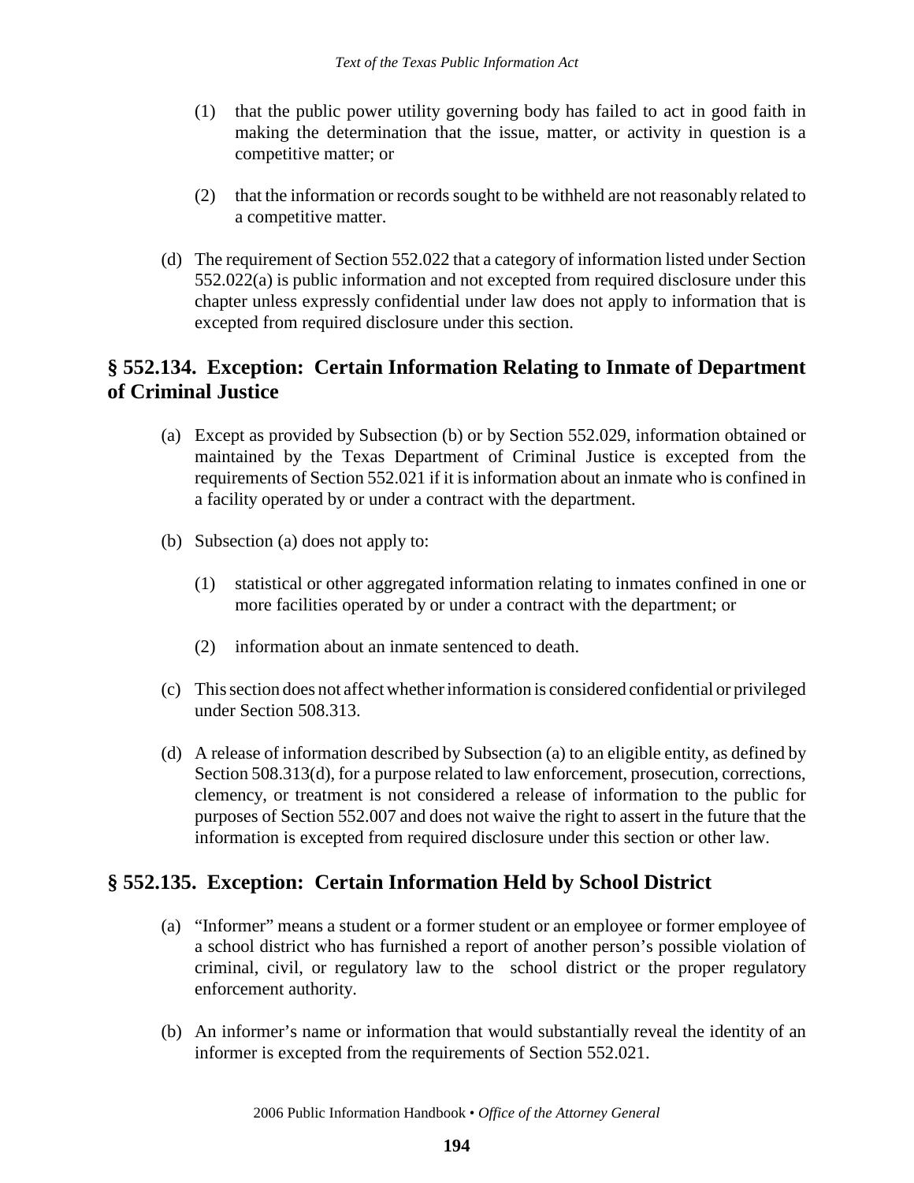(1) that the public power utility governing body has failed to act in good faith in making the determination that the issue, matter, or activity in question is a competitive matter; or

(2) that the information or records sought to be withheld are not reasonably related to a competitive matter.

(d) The requirement of Section 552.022 that a category of information listed under Section 552.022(a) is public information and not excepted from required disclosure under this chapter unless expressly confidential under law does not apply to information that is excepted from required disclosure under this section.

## § 552.134. Exception: Certain Information Relating to Inmate of Department of Criminal Justice

(a) Except as provided by Subsection (b) or by Section 552.029, information obtained or maintained by the Texas Department of Criminal Justice is excepted from the requirements of Section 552.021 if it is information about an inmate who is confined in a facility operated by or under a contract with the department.

(b) Subsection (a) does not apply to:

(1) statistical or other aggregated information relating to inmates confined in one or more facilities operated by or under a contract with the department; or

(2) information about an inmate sentenced to death.

(c) This section does not affect whether information is considered confidential or privileged under Section 508.313.

(d) A release of information described by Subsection (a) to an eligible entity, as defined by Section 508.313(d), for a purpose related to law enforcement, prosecution, corrections, clemency, or treatment is not considered a release of information to the public for purposes of Section 552.007 and does not waive the right to assert in the future that the information is excepted from required disclosure under this section or other law.

## § 552.135. Exception: Certain Information Held by School District

(a) "Informer" means a student or a former student or an employee or former employee of a school district who has furnished a report of another person's possible violation of criminal, civil, or regulatory law to the school district or the proper regulatory enforcement authority.

(b) An informer's name or information that would substantially reveal the identity of an informer is excepted from the requirements of Section 552.021.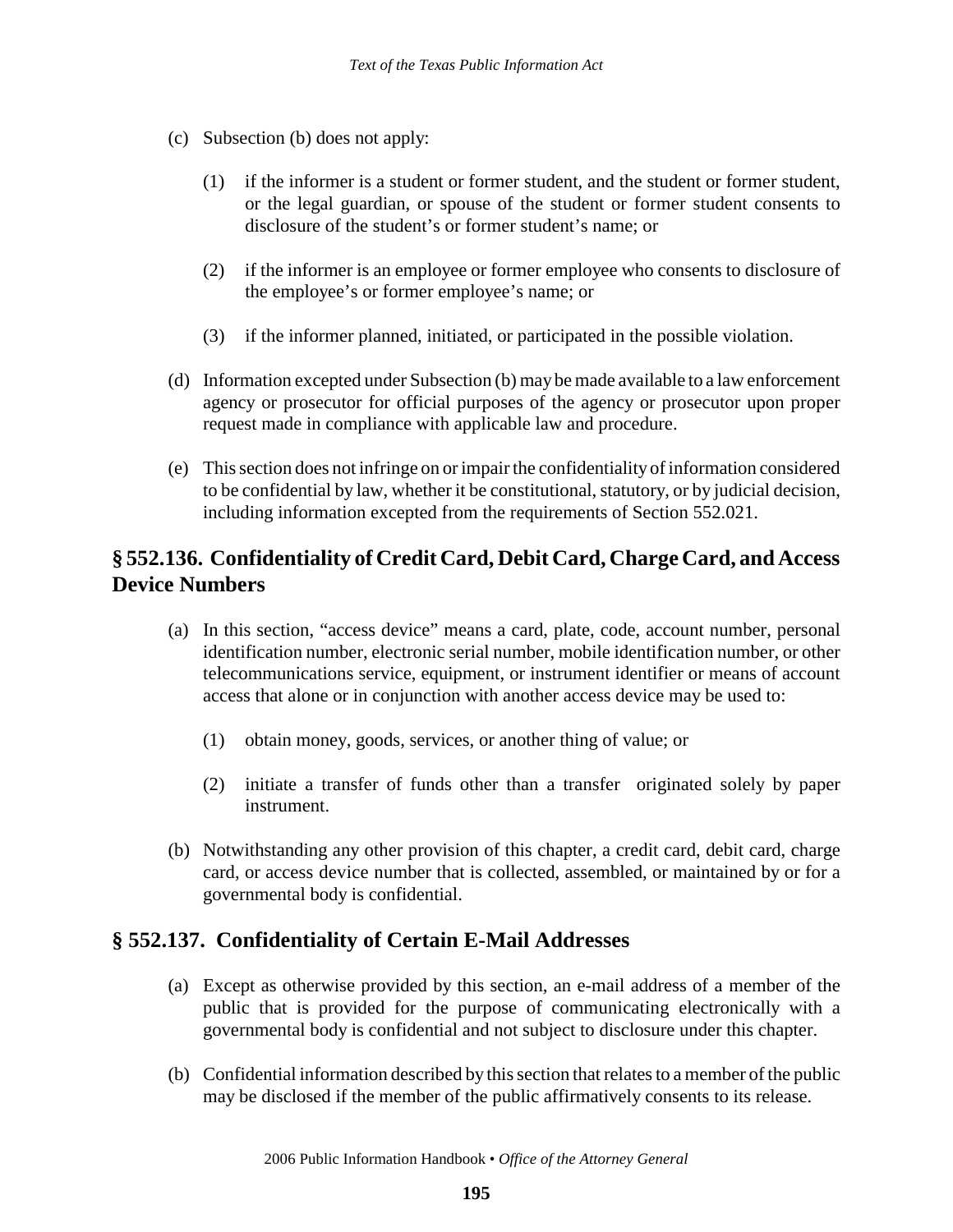(c) Subsection (b) does not apply:

(1) if the informer is a student or former student, and the student or former student, or the legal guardian, or spouse of the student or former student consents to disclosure of the student's or former student's name; or

(2) if the informer is an employee or former employee who consents to disclosure of the employee's or former employee's name; or

(3) if the informer planned, initiated, or participated in the possible violation.

(d) Information excepted under Subsection (b) may be made available to a law enforcement agency or prosecutor for official purposes of the agency or prosecutor upon proper request made in compliance with applicable law and procedure.

(e) This section does not infringe on or impair the confidentiality of information considered to be confidential by law, whether it be constitutional, statutory, or by judicial decision, including information excepted from the requirements of Section 552.021.

## § 552.136. Confidentiality of Credit Card, Debit Card, Charge Card, and Access Device Numbers

(a) In this section, "access device" means a card, plate, code, account number, personal identification number, electronic serial number, mobile identification number, or other telecommunications service, equipment, or instrument identifier or means of account access that alone or in conjunction with another access device may be used to:

(1) obtain money, goods, services, or another thing of value; or

(2) initiate a transfer of funds other than a transfer originated solely by paper instrument.

(b) Notwithstanding any other provision of this chapter, a credit card, debit card, charge card, or access device number that is collected, assembled, or maintained by or for a governmental body is confidential.

## § 552.137. Confidentiality of Certain E-Mail Addresses

(a) Except as otherwise provided by this section, an e-mail address of a member of the public that is provided for the purpose of communicating electronically with a governmental body is confidential and not subject to disclosure under this chapter.

(b) Confidential information described by this section that relates to a member of the public may be disclosed if the member of the public affirmatively consents to its release.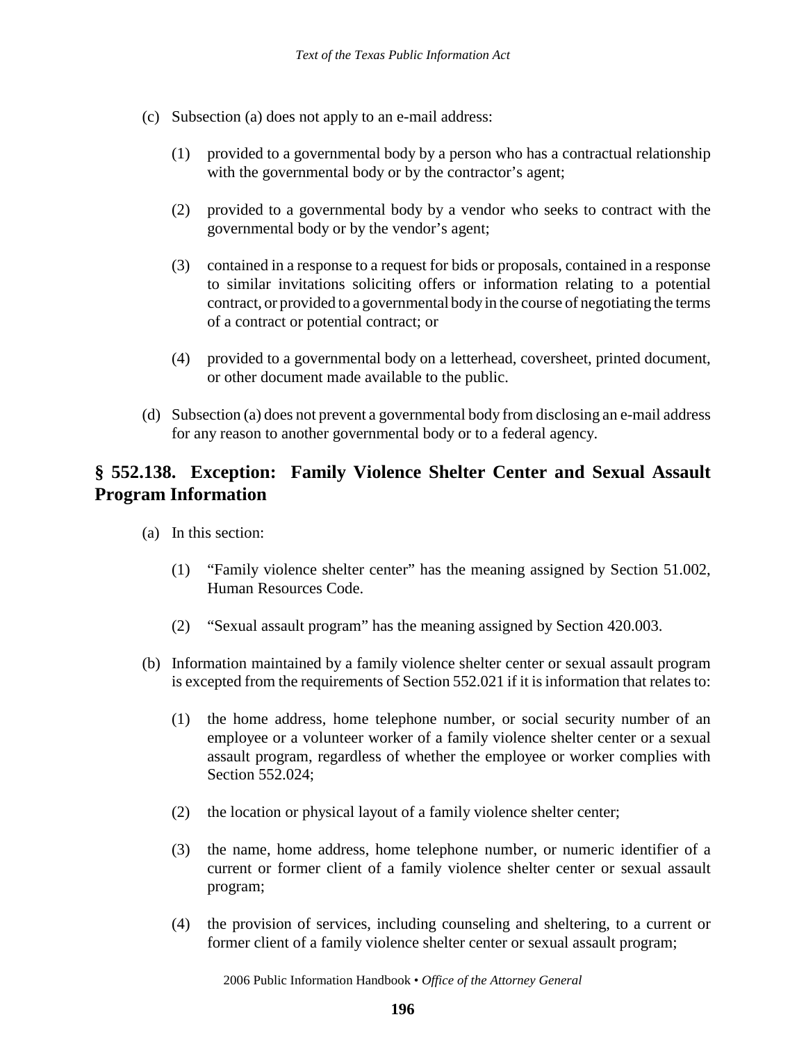(c) Subsection (a) does not apply to an e-mail address:

(1) provided to a governmental body by a person who has a contractual relationship with the governmental body or by the contractor's agent;

(2) provided to a governmental body by a vendor who seeks to contract with the governmental body or by the vendor's agent;

(3) contained in a response to a request for bids or proposals, contained in a response to similar invitations soliciting offers or information relating to a potential contract, or provided to a governmental body in the course of negotiating the terms of a contract or potential contract; or

(4) provided to a governmental body on a letterhead, coversheet, printed document, or other document made available to the public.

(d) Subsection (a) does not prevent a governmental body from disclosing an e-mail address for any reason to another governmental body or to a federal agency.

## § 552.138. Exception: Family Violence Shelter Center and Sexual Assault Program Information

(a) In this section:

(1) "Family violence shelter center" has the meaning assigned by Section 51.002, Human Resources Code.

(2) "Sexual assault program" has the meaning assigned by Section 420.003.

(b) Information maintained by a family violence shelter center or sexual assault program is excepted from the requirements of Section 552.021 if it is information that relates to:

(1) the home address, home telephone number, or social security number of an employee or a volunteer worker of a family violence shelter center or a sexual assault program, regardless of whether the employee or worker complies with Section 552.024;

(2) the location or physical layout of a family violence shelter center;

(3) the name, home address, home telephone number, or numeric identifier of a current or former client of a family violence shelter center or sexual assault program;

(4) the provision of services, including counseling and sheltering, to a current or former client of a family violence shelter center or sexual assault program;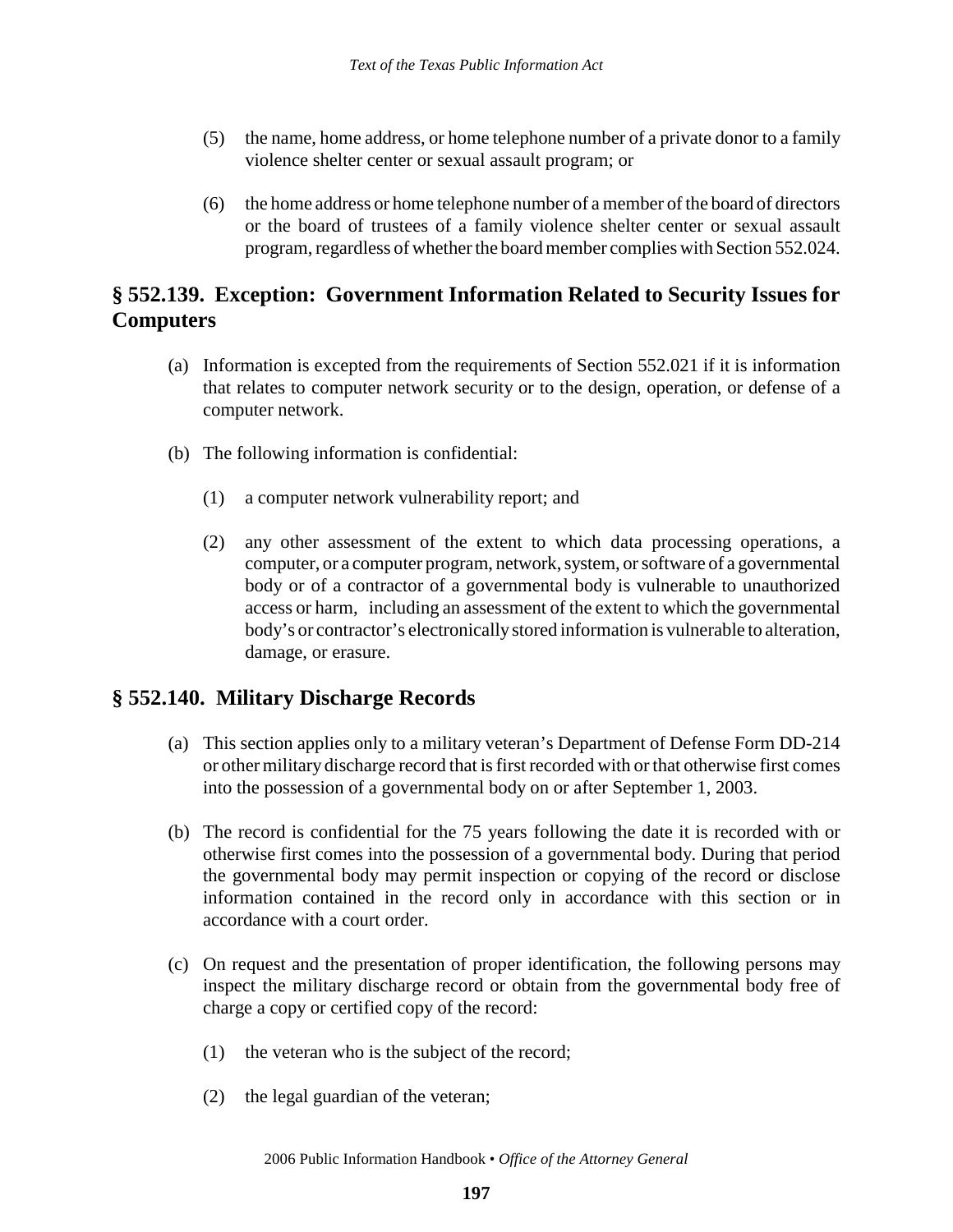(5) the name, home address, or home telephone number of a private donor to a family violence shelter center or sexual assault program; or

(6) the home address or home telephone number of a member of the board of directors or the board of trustees of a family violence shelter center or sexual assault program, regardless of whether the board member complies with Section 552.024.

## § 552.139. Exception: Government Information Related to Security Issues for Computers

(a) Information is excepted from the requirements of Section 552.021 if it is information that relates to computer network security or to the design, operation, or defense of a computer network.

(b) The following information is confidential:

(1) a computer network vulnerability report; and

(2) any other assessment of the extent to which data processing operations, a computer, or a computer program, network, system, or software of a governmental body or of a contractor of a governmental body is vulnerable to unauthorized access or harm, including an assessment of the extent to which the governmental body's or contractor's electronically stored information is vulnerable to alteration, damage, or erasure.

## § 552.140. Military Discharge Records

(a) This section applies only to a military veteran's Department of Defense Form DD-214 or other military discharge record that is first recorded with or that otherwise first comes into the possession of a governmental body on or after September 1, 2003.

(b) The record is confidential for the 75 years following the date it is recorded with or otherwise first comes into the possession of a governmental body. During that period the governmental body may permit inspection or copying of the record or disclose information contained in the record only in accordance with this section or in accordance with a court order.

(c) On request and the presentation of proper identification, the following persons may inspect the military discharge record or obtain from the governmental body free of charge a copy or certified copy of the record:

(1) the veteran who is the subject of the record;

(2) the legal guardian of the veteran;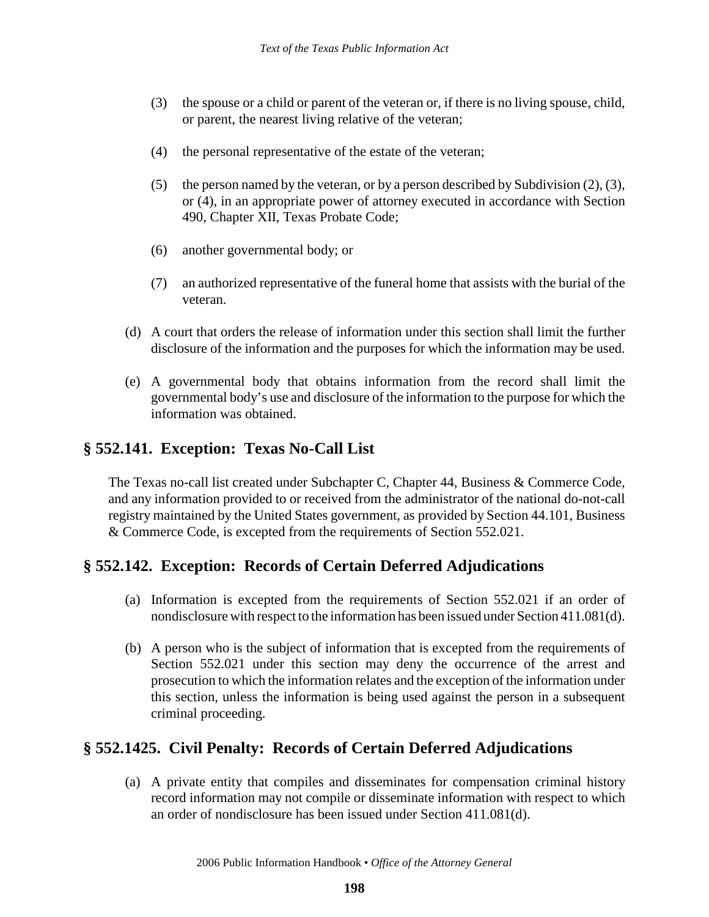(3) the spouse or a child or parent of the veteran or, if there is no living spouse, child, or parent, the nearest living relative of the veteran;

(4) the personal representative of the estate of the veteran;

(5) the person named by the veteran, or by a person described by Subdivision (2), (3), or (4), in an appropriate power of attorney executed in accordance with Section 490, Chapter XII, Texas Probate Code;

(6) another governmental body; or

(7) an authorized representative of the funeral home that assists with the burial of the veteran.

(d) A court that orders the release of information under this section shall limit the further disclosure of the information and the purposes for which the information may be used.

(e) A governmental body that obtains information from the record shall limit the governmental body's use and disclosure of the information to the purpose for which the information was obtained.

## § 552.141. Exception: Texas No-Call List

The Texas no-call list created under Subchapter C, Chapter 44, Business & Commerce Code, and any information provided to or received from the administrator of the national do-not-call registry maintained by the United States government, as provided by Section 44.101, Business & Commerce Code, is excepted from the requirements of Section 552.021.

## § 552.142. Exception: Records of Certain Deferred Adjudications

(a) Information is excepted from the requirements of Section 552.021 if an order of nondisclosure with respect to the information has been issued under Section 411.081(d).

(b) A person who is the subject of information that is excepted from the requirements of Section 552.021 under this section may deny the occurrence of the arrest and prosecution to which the information relates and the exception of the information under this section, unless the information is being used against the person in a subsequent criminal proceeding.

## § 552.1425. Civil Penalty: Records of Certain Deferred Adjudications

(a) A private entity that compiles and disseminates for compensation criminal history record information may not compile or disseminate information with respect to which an order of nondisclosure has been issued under Section 411.081(d).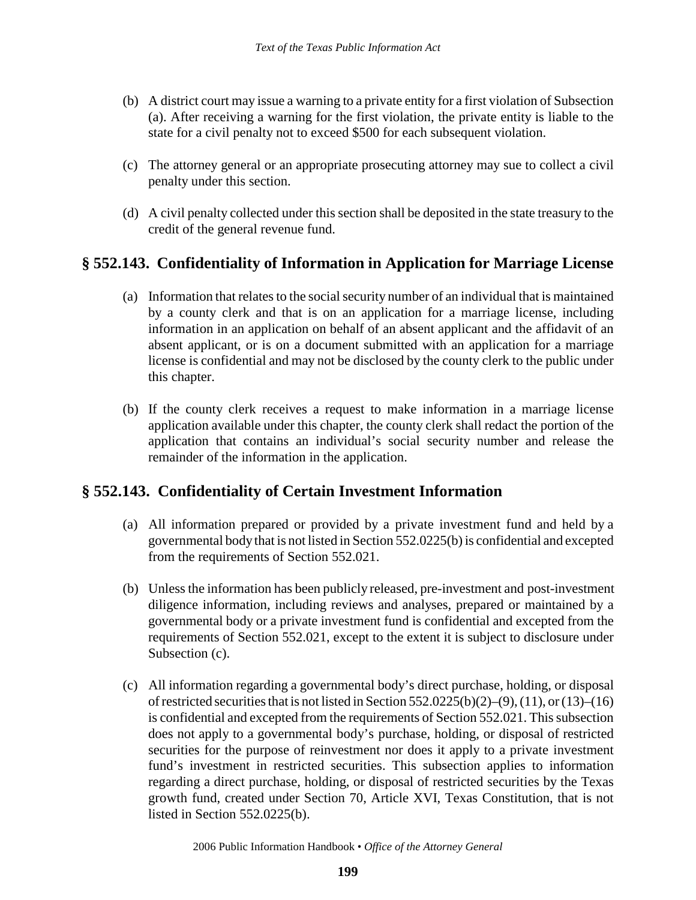(b) A district court may issue a warning to a private entity for a first violation of Subsection (a). After receiving a warning for the first violation, the private entity is liable to the state for a civil penalty not to exceed $500 for each subsequent violation.

(c) The attorney general or an appropriate prosecuting attorney may sue to collect a civil penalty under this section.

(d) A civil penalty collected under this section shall be deposited in the state treasury to the credit of the general revenue fund.

## § 552.143. Confidentiality of Information in Application for Marriage License

(a) Information that relates to the social security number of an individual that is maintained by a county clerk and that is on an application for a marriage license, including information in an application on behalf of an absent applicant and the affidavit of an absent applicant, or is on a document submitted with an application for a marriage license is confidential and may not be disclosed by the county clerk to the public under this chapter.

(b) If the county clerk receives a request to make information in a marriage license application available under this chapter, the county clerk shall redact the portion of the application that contains an individual's social security number and release the remainder of the information in the application.

## § 552.143. Confidentiality of Certain Investment Information

(a) All information prepared or provided by a private investment fund and held by a governmental body that is not listed in Section 552.0225(b) is confidential and excepted from the requirements of Section 552.021.

(b) Unless the information has been publicly released, pre-investment and post-investment diligence information, including reviews and analyses, prepared or maintained by a governmental body or a private investment fund is confidential and excepted from the requirements of Section 552.021, except to the extent it is subject to disclosure under Subsection (c).

(c) All information regarding a governmental body's direct purchase, holding, or disposal of restricted securities that is not listed in Section 552.0225(b)(2)–(9), (11), or (13)–(16) is confidential and excepted from the requirements of Section 552.021. This subsection does not apply to a governmental body's purchase, holding, or disposal of restricted securities for the purpose of reinvestment nor does it apply to a private investment fund's investment in restricted securities. This subsection applies to information regarding a direct purchase, holding, or disposal of restricted securities by the Texas growth fund, created under Section 70, Article XVI, Texas Constitution, that is not listed in Section 552.0225(b).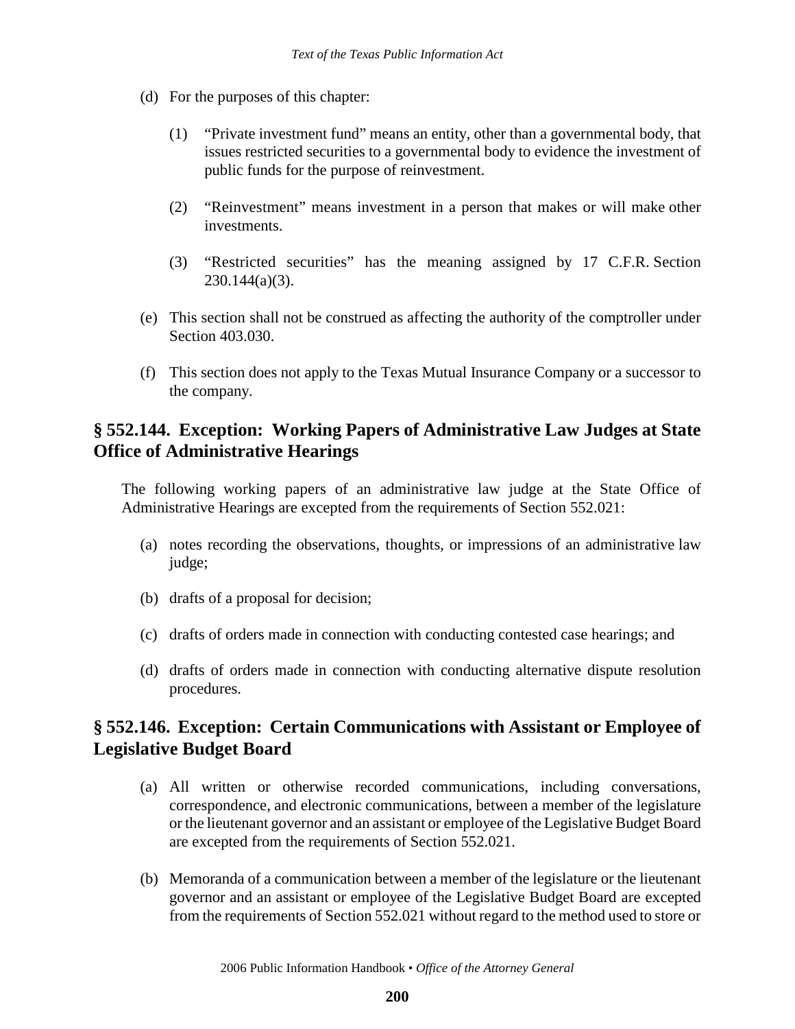(d) For the purposes of this chapter:

   (1) "Private investment fund" means an entity, other than a governmental body, that issues restricted securities to a governmental body to evidence the investment of public funds for the purpose of reinvestment.

   (2) "Reinvestment" means investment in a person that makes or will make other investments.

   (3) "Restricted securities" has the meaning assigned by 17 C.F.R. Section 230.144(a)(3).

(e) This section shall not be construed as affecting the authority of the comptroller under Section 403.030.

(f) This section does not apply to the Texas Mutual Insurance Company or a successor to the company.

## § 552.144. Exception: Working Papers of Administrative Law Judges at State Office of Administrative Hearings

The following working papers of an administrative law judge at the State Office of Administrative Hearings are excepted from the requirements of Section 552.021:

(a) notes recording the observations, thoughts, or impressions of an administrative law judge;

(b) drafts of a proposal for decision;

(c) drafts of orders made in connection with conducting contested case hearings; and

(d) drafts of orders made in connection with conducting alternative dispute resolution procedures.

## § 552.146. Exception: Certain Communications with Assistant or Employee of Legislative Budget Board

(a) All written or otherwise recorded communications, including conversations, correspondence, and electronic communications, between a member of the legislature or the lieutenant governor and an assistant or employee of the Legislative Budget Board are excepted from the requirements of Section 552.021.

(b) Memoranda of a communication between a member of the legislature or the lieutenant governor and an assistant or employee of the Legislative Budget Board are excepted from the requirements of Section 552.021 without regard to the method used to store or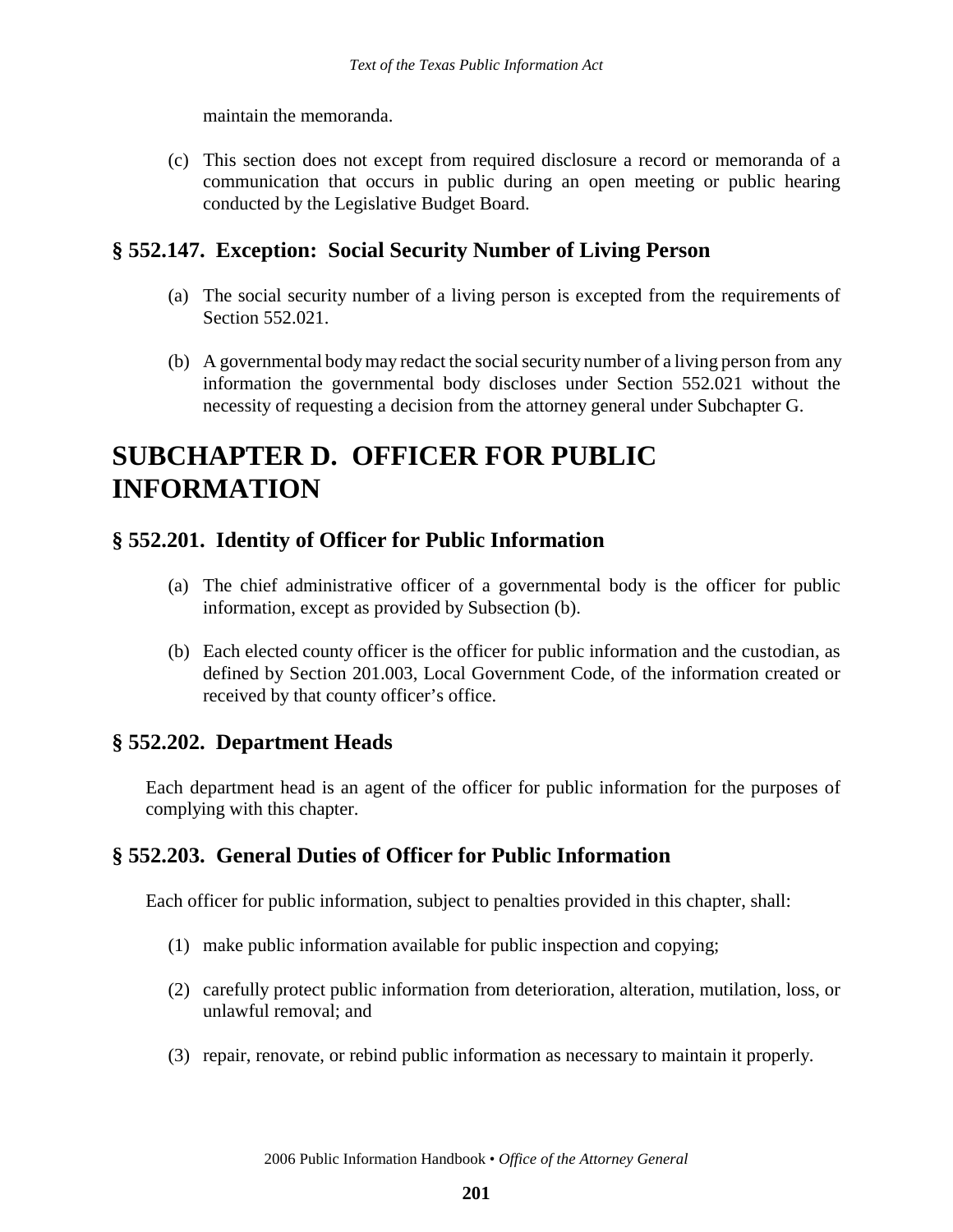maintain the memoranda.

(c) This section does not except from required disclosure a record or memoranda of a communication that occurs in public during an open meeting or public hearing conducted by the Legislative Budget Board.

### § 552.147. Exception: Social Security Number of Living Person

(a) The social security number of a living person is excepted from the requirements of Section 552.021.

(b) A governmental body may redact the social security number of a living person from any information the governmental body discloses under Section 552.021 without the necessity of requesting a decision from the attorney general under Subchapter G.

## SUBCHAPTER D. OFFICER FOR PUBLIC INFORMATION

### § 552.201. Identity of Officer for Public Information

(a) The chief administrative officer of a governmental body is the officer for public information, except as provided by Subsection (b).

(b) Each elected county officer is the officer for public information and the custodian, as defined by Section 201.003, Local Government Code, of the information created or received by that county officer's office.

### § 552.202. Department Heads

Each department head is an agent of the officer for public information for the purposes of complying with this chapter.

### § 552.203. General Duties of Officer for Public Information

Each officer for public information, subject to penalties provided in this chapter, shall:

(1) make public information available for public inspection and copying;

(2) carefully protect public information from deterioration, alteration, mutilation, loss, or unlawful removal; and

(3) repair, renovate, or rebind public information as necessary to maintain it properly.